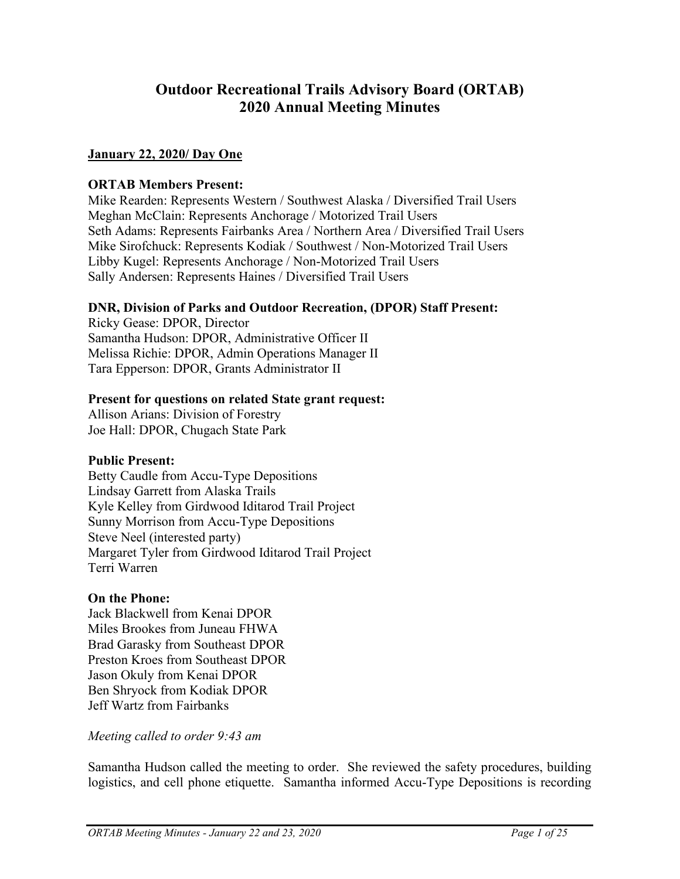# Outdoor Recreational Trails Advisory Board (ORTAB)
# 2020 Annual Meeting Minutes

**January 22, 2020/ Day One**

**ORTAB Members Present:**
Mike Rearden: Represents Western / Southwest Alaska / Diversified Trail Users
Meghan McClain: Represents Anchorage / Motorized Trail Users
Seth Adams: Represents Fairbanks Area / Northern Area / Diversified Trail Users
Mike Sirofchuck: Represents Kodiak / Southwest / Non-Motorized Trail Users
Libby Kugel: Represents Anchorage / Non-Motorized Trail Users
Sally Andersen: Represents Haines / Diversified Trail Users

**DNR, Division of Parks and Outdoor Recreation, (DPOR) Staff Present:**
Ricky Gease: DPOR, Director
Samantha Hudson: DPOR, Administrative Officer II
Melissa Richie: DPOR, Admin Operations Manager II
Tara Epperson: DPOR, Grants Administrator II

**Present for questions on related State grant request:**
Allison Arians: Division of Forestry
Joe Hall: DPOR, Chugach State Park

**Public Present:**
Betty Caudle from Accu-Type Depositions
Lindsay Garrett from Alaska Trails
Kyle Kelley from Girdwood Iditarod Trail Project
Sunny Morrison from Accu-Type Depositions
Steve Neel (interested party)
Margaret Tyler from Girdwood Iditarod Trail Project
Terri Warren

**On the Phone:**
Jack Blackwell from Kenai DPOR
Miles Brookes from Juneau FHWA
Brad Garasky from Southeast DPOR
Preston Kroes from Southeast DPOR
Jason Okuly from Kenai DPOR
Ben Shryock from Kodiak DPOR
Jeff Wartz from Fairbanks

*Meeting called to order 9:43 am*

Samantha Hudson called the meeting to order. She reviewed the safety procedures, building logistics, and cell phone etiquette. Samantha informed Accu-Type Depositions is recording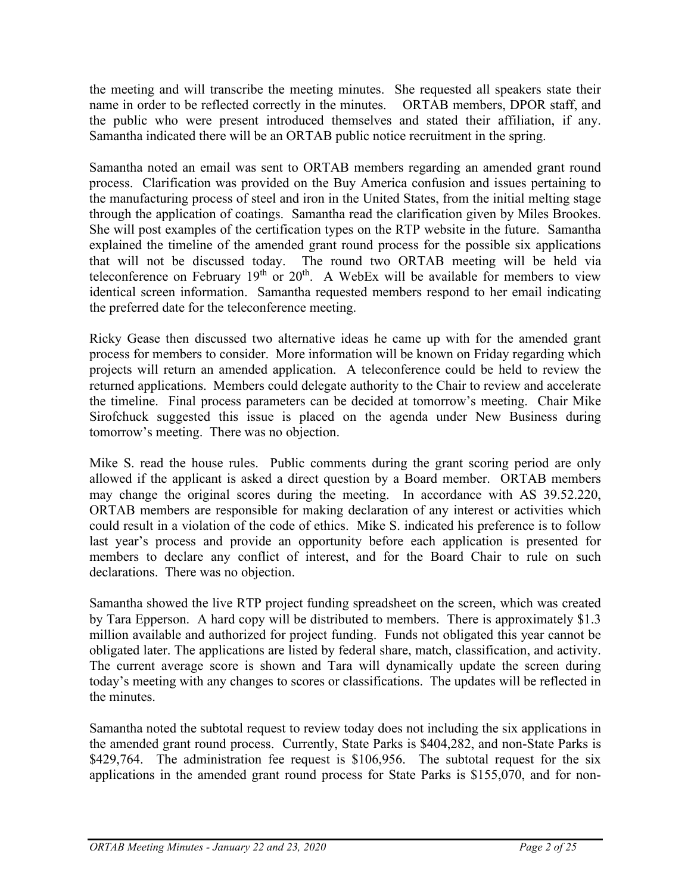the meeting and will transcribe the meeting minutes. She requested all speakers state their name in order to be reflected correctly in the minutes. ORTAB members, DPOR staff, and the public who were present introduced themselves and stated their affiliation, if any. Samantha indicated there will be an ORTAB public notice recruitment in the spring.

Samantha noted an email was sent to ORTAB members regarding an amended grant round process. Clarification was provided on the Buy America confusion and issues pertaining to the manufacturing process of steel and iron in the United States, from the initial melting stage through the application of coatings. Samantha read the clarification given by Miles Brookes. She will post examples of the certification types on the RTP website in the future. Samantha explained the timeline of the amended grant round process for the possible six applications that will not be discussed today. The round two ORTAB meeting will be held via teleconference on February 19th or 20th. A WebEx will be available for members to view identical screen information. Samantha requested members respond to her email indicating the preferred date for the teleconference meeting.

Ricky Gease then discussed two alternative ideas he came up with for the amended grant process for members to consider. More information will be known on Friday regarding which projects will return an amended application. A teleconference could be held to review the returned applications. Members could delegate authority to the Chair to review and accelerate the timeline. Final process parameters can be decided at tomorrow's meeting. Chair Mike Sirofchuck suggested this issue is placed on the agenda under New Business during tomorrow's meeting. There was no objection.

Mike S. read the house rules. Public comments during the grant scoring period are only allowed if the applicant is asked a direct question by a Board member. ORTAB members may change the original scores during the meeting. In accordance with AS 39.52.220, ORTAB members are responsible for making declaration of any interest or activities which could result in a violation of the code of ethics. Mike S. indicated his preference is to follow last year's process and provide an opportunity before each application is presented for members to declare any conflict of interest, and for the Board Chair to rule on such declarations. There was no objection.

Samantha showed the live RTP project funding spreadsheet on the screen, which was created by Tara Epperson. A hard copy will be distributed to members. There is approximately $1.3 million available and authorized for project funding. Funds not obligated this year cannot be obligated later. The applications are listed by federal share, match, classification, and activity. The current average score is shown and Tara will dynamically update the screen during today's meeting with any changes to scores or classifications. The updates will be reflected in the minutes.

Samantha noted the subtotal request to review today does not including the six applications in the amended grant round process. Currently, State Parks is $404,282, and non-State Parks is $429,764. The administration fee request is $106,956. The subtotal request for the six applications in the amended grant round process for State Parks is $155,070, and for non-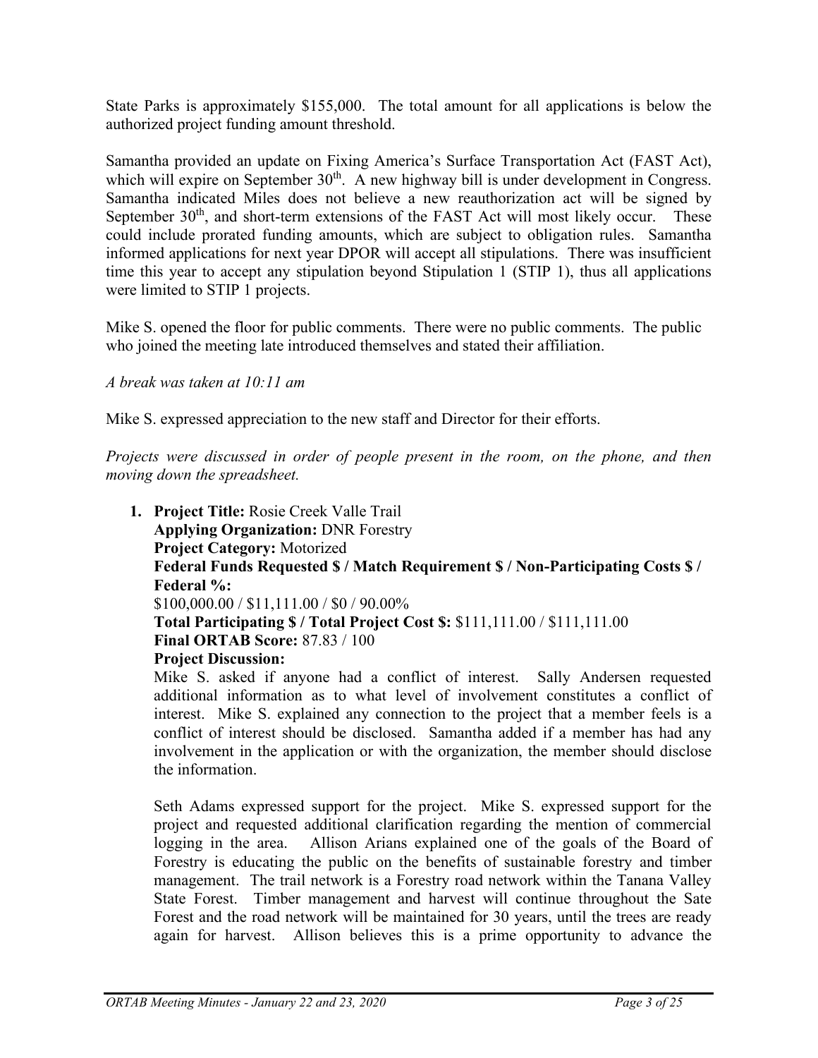State Parks is approximately $155,000. The total amount for all applications is below the authorized project funding amount threshold.

Samantha provided an update on Fixing America's Surface Transportation Act (FAST Act), which will expire on September 30th. A new highway bill is under development in Congress. Samantha indicated Miles does not believe a new reauthorization act will be signed by September 30th, and short-term extensions of the FAST Act will most likely occur. These could include prorated funding amounts, which are subject to obligation rules. Samantha informed applications for next year DPOR will accept all stipulations. There was insufficient time this year to accept any stipulation beyond Stipulation 1 (STIP 1), thus all applications were limited to STIP 1 projects.

Mike S. opened the floor for public comments. There were no public comments. The public who joined the meeting late introduced themselves and stated their affiliation.

*A break was taken at 10:11 am*

Mike S. expressed appreciation to the new staff and Director for their efforts.

*Projects were discussed in order of people present in the room, on the phone, and then moving down the spreadsheet.*

1. **Project Title:** Rosie Creek Valle Trail
   **Applying Organization:** DNR Forestry
   **Project Category:** Motorized
   **Federal Funds Requested $ / Match Requirement $ / Non-Participating Costs $ / Federal %:**
   $100,000.00 / $11,111.00 / $0 / 90.00%
   **Total Participating $ / Total Project Cost $:** $111,111.00 / $111,111.00
   **Final ORTAB Score:** 87.83 / 100
   **Project Discussion:**
   Mike S. asked if anyone had a conflict of interest. Sally Andersen requested additional information as to what level of involvement constitutes a conflict of interest. Mike S. explained any connection to the project that a member feels is a conflict of interest should be disclosed. Samantha added if a member has had any involvement in the application or with the organization, the member should disclose the information.

   Seth Adams expressed support for the project. Mike S. expressed support for the project and requested additional clarification regarding the mention of commercial logging in the area. Allison Arians explained one of the goals of the Board of Forestry is educating the public on the benefits of sustainable forestry and timber management. The trail network is a Forestry road network within the Tanana Valley State Forest. Timber management and harvest will continue throughout the Sate Forest and the road network will be maintained for 30 years, until the trees are ready again for harvest. Allison believes this is a prime opportunity to advance the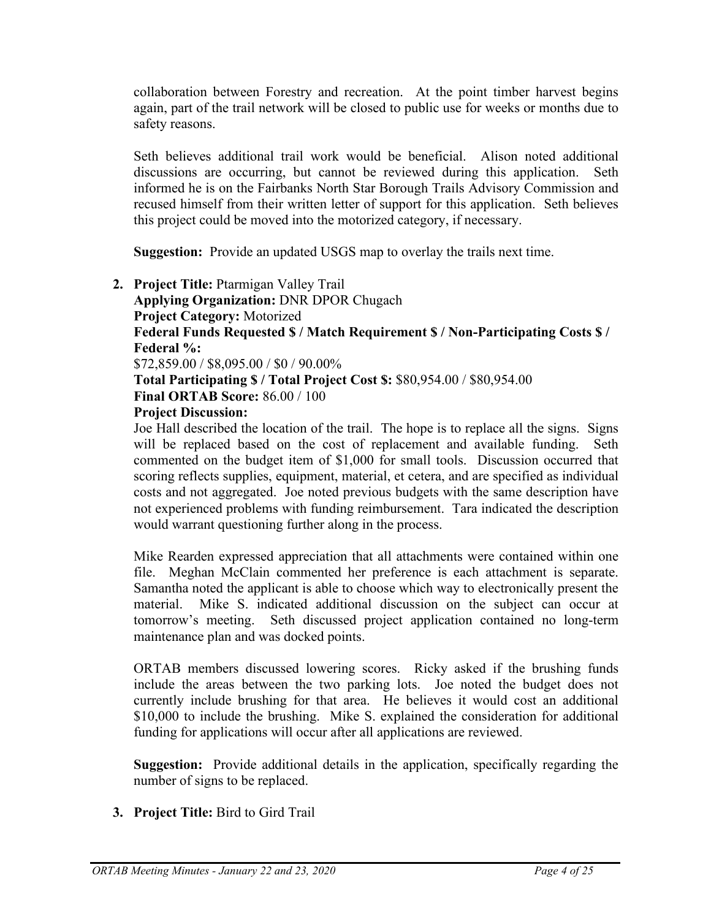collaboration between Forestry and recreation. At the point timber harvest begins again, part of the trail network will be closed to public use for weeks or months due to safety reasons.

Seth believes additional trail work would be beneficial. Alison noted additional discussions are occurring, but cannot be reviewed during this application. Seth informed he is on the Fairbanks North Star Borough Trails Advisory Commission and recused himself from their written letter of support for this application. Seth believes this project could be moved into the motorized category, if necessary.

**Suggestion:** Provide an updated USGS map to overlay the trails next time.

2. **Project Title:** Ptarmigan Valley Trail
   **Applying Organization:** DNR DPOR Chugach
   **Project Category:** Motorized
   **Federal Funds Requested $ / Match Requirement $ / Non-Participating Costs $ / Federal %:**
   $72,859.00 / $8,095.00 / $0 / 90.00%
   **Total Participating $ / Total Project Cost $:** $80,954.00 / $80,954.00
   **Final ORTAB Score:** 86.00 / 100
   **Project Discussion:**
   Joe Hall described the location of the trail. The hope is to replace all the signs. Signs will be replaced based on the cost of replacement and available funding. Seth commented on the budget item of $1,000 for small tools. Discussion occurred that scoring reflects supplies, equipment, material, et cetera, and are specified as individual costs and not aggregated. Joe noted previous budgets with the same description have not experienced problems with funding reimbursement. Tara indicated the description would warrant questioning further along in the process.

   Mike Rearden expressed appreciation that all attachments were contained within one file. Meghan McClain commented her preference is each attachment is separate. Samantha noted the applicant is able to choose which way to electronically present the material. Mike S. indicated additional discussion on the subject can occur at tomorrow's meeting. Seth discussed project application contained no long-term maintenance plan and was docked points.

   ORTAB members discussed lowering scores. Ricky asked if the brushing funds include the areas between the two parking lots. Joe noted the budget does not currently include brushing for that area. He believes it would cost an additional $10,000 to include the brushing. Mike S. explained the consideration for additional funding for applications will occur after all applications are reviewed.

   **Suggestion:** Provide additional details in the application, specifically regarding the number of signs to be replaced.

3. **Project Title:** Bird to Gird Trail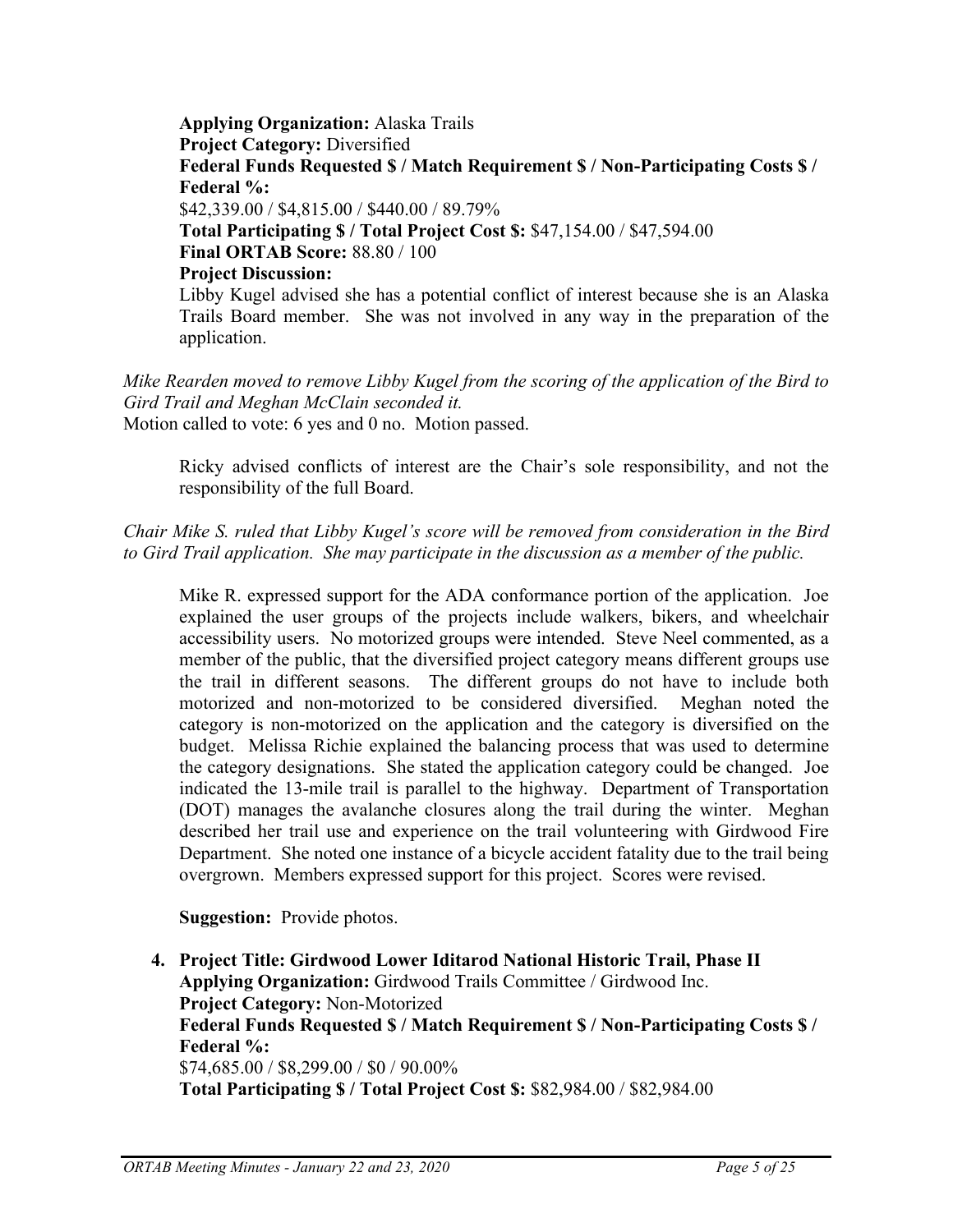**Applying Organization:** Alaska Trails
**Project Category:** Diversified
**Federal Funds Requested $ / Match Requirement $ / Non-Participating Costs $ / Federal %:**
$42,339.00 / $4,815.00 / $440.00 / 89.79%
**Total Participating $ / Total Project Cost $:** $47,154.00 / $47,594.00
**Final ORTAB Score:** 88.80 / 100
**Project Discussion:**
Libby Kugel advised she has a potential conflict of interest because she is an Alaska Trails Board member. She was not involved in any way in the preparation of the application.

*Mike Rearden moved to remove Libby Kugel from the scoring of the application of the Bird to Gird Trail and Meghan McClain seconded it.*
Motion called to vote: 6 yes and 0 no. Motion passed.

Ricky advised conflicts of interest are the Chair's sole responsibility, and not the responsibility of the full Board.

*Chair Mike S. ruled that Libby Kugel's score will be removed from consideration in the Bird to Gird Trail application. She may participate in the discussion as a member of the public.*

Mike R. expressed support for the ADA conformance portion of the application. Joe explained the user groups of the projects include walkers, bikers, and wheelchair accessibility users. No motorized groups were intended. Steve Neel commented, as a member of the public, that the diversified project category means different groups use the trail in different seasons. The different groups do not have to include both motorized and non-motorized to be considered diversified. Meghan noted the category is non-motorized on the application and the category is diversified on the budget. Melissa Richie explained the balancing process that was used to determine the category designations. She stated the application category could be changed. Joe indicated the 13-mile trail is parallel to the highway. Department of Transportation (DOT) manages the avalanche closures along the trail during the winter. Meghan described her trail use and experience on the trail volunteering with Girdwood Fire Department. She noted one instance of a bicycle accident fatality due to the trail being overgrown. Members expressed support for this project. Scores were revised.

**Suggestion:** Provide photos.

4. **Project Title: Girdwood Lower Iditarod National Historic Trail, Phase II**
   **Applying Organization:** Girdwood Trails Committee / Girdwood Inc.
   **Project Category:** Non-Motorized
   **Federal Funds Requested $ / Match Requirement $ / Non-Participating Costs $ / Federal %:**
   $74,685.00 / $8,299.00 / $0 / 90.00%
   **Total Participating $ / Total Project Cost $:** $82,984.00 / $82,984.00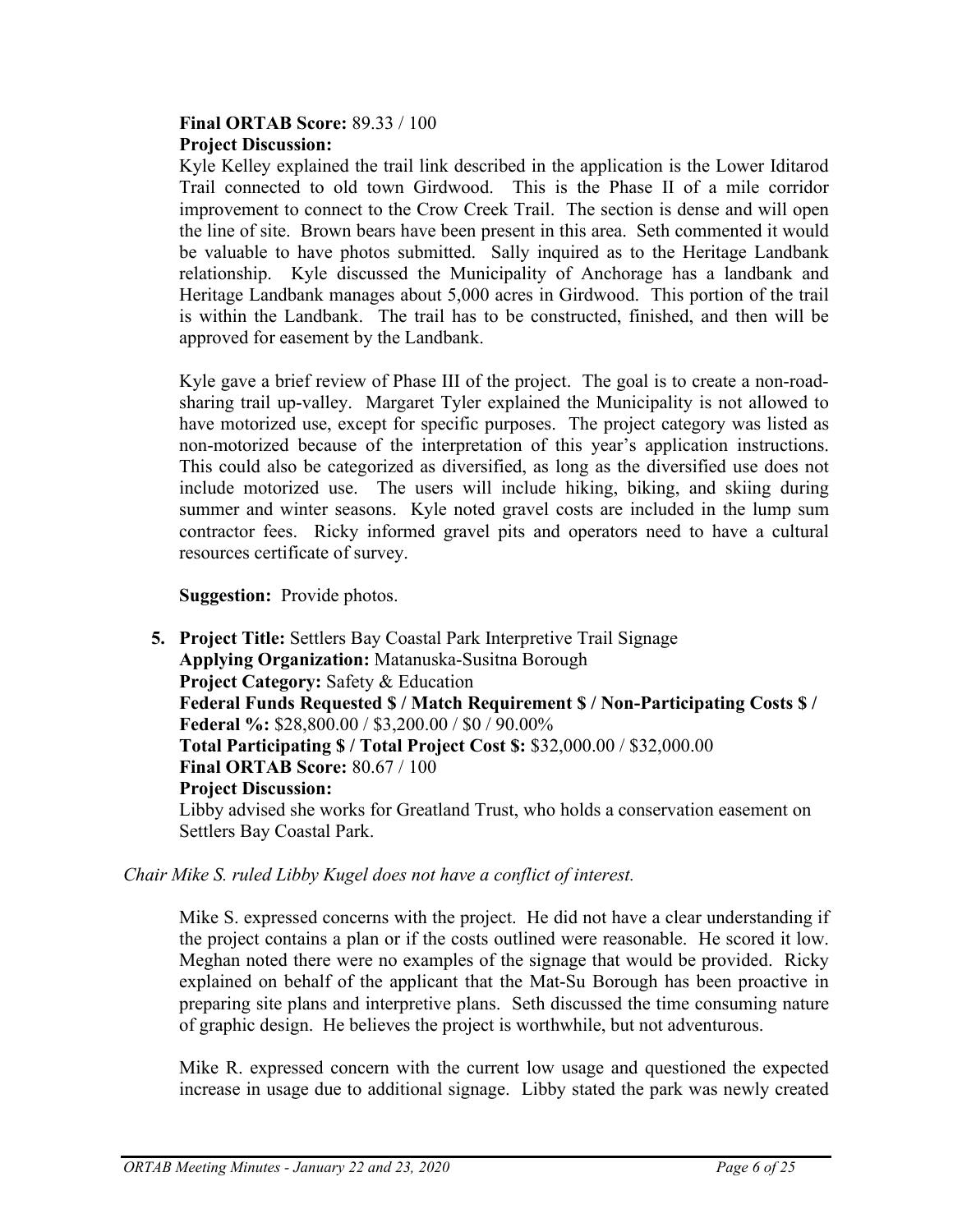**Final ORTAB Score:** 89.33 / 100
**Project Discussion:**
Kyle Kelley explained the trail link described in the application is the Lower Iditarod Trail connected to old town Girdwood. This is the Phase II of a mile corridor improvement to connect to the Crow Creek Trail. The section is dense and will open the line of site. Brown bears have been present in this area. Seth commented it would be valuable to have photos submitted. Sally inquired as to the Heritage Landbank relationship. Kyle discussed the Municipality of Anchorage has a landbank and Heritage Landbank manages about 5,000 acres in Girdwood. This portion of the trail is within the Landbank. The trail has to be constructed, finished, and then will be approved for easement by the Landbank.

Kyle gave a brief review of Phase III of the project. The goal is to create a non-road-sharing trail up-valley. Margaret Tyler explained the Municipality is not allowed to have motorized use, except for specific purposes. The project category was listed as non-motorized because of the interpretation of this year's application instructions. This could also be categorized as diversified, as long as the diversified use does not include motorized use. The users will include hiking, biking, and skiing during summer and winter seasons. Kyle noted gravel costs are included in the lump sum contractor fees. Ricky informed gravel pits and operators need to have a cultural resources certificate of survey.

**Suggestion:** Provide photos.

5. **Project Title:** Settlers Bay Coastal Park Interpretive Trail Signage
   **Applying Organization:** Matanuska-Susitna Borough
   **Project Category:** Safety & Education
   **Federal Funds Requested $ / Match Requirement $ / Non-Participating Costs $ / Federal %:** $28,800.00 / $3,200.00 / $0 / 90.00%
   **Total Participating $ / Total Project Cost $:** $32,000.00 / $32,000.00
   **Final ORTAB Score:** 80.67 / 100
   **Project Discussion:**
   Libby advised she works for Greatland Trust, who holds a conservation easement on Settlers Bay Coastal Park.

*Chair Mike S. ruled Libby Kugel does not have a conflict of interest.*

Mike S. expressed concerns with the project. He did not have a clear understanding if the project contains a plan or if the costs outlined were reasonable. He scored it low. Meghan noted there were no examples of the signage that would be provided. Ricky explained on behalf of the applicant that the Mat-Su Borough has been proactive in preparing site plans and interpretive plans. Seth discussed the time consuming nature of graphic design. He believes the project is worthwhile, but not adventurous.

Mike R. expressed concern with the current low usage and questioned the expected increase in usage due to additional signage. Libby stated the park was newly created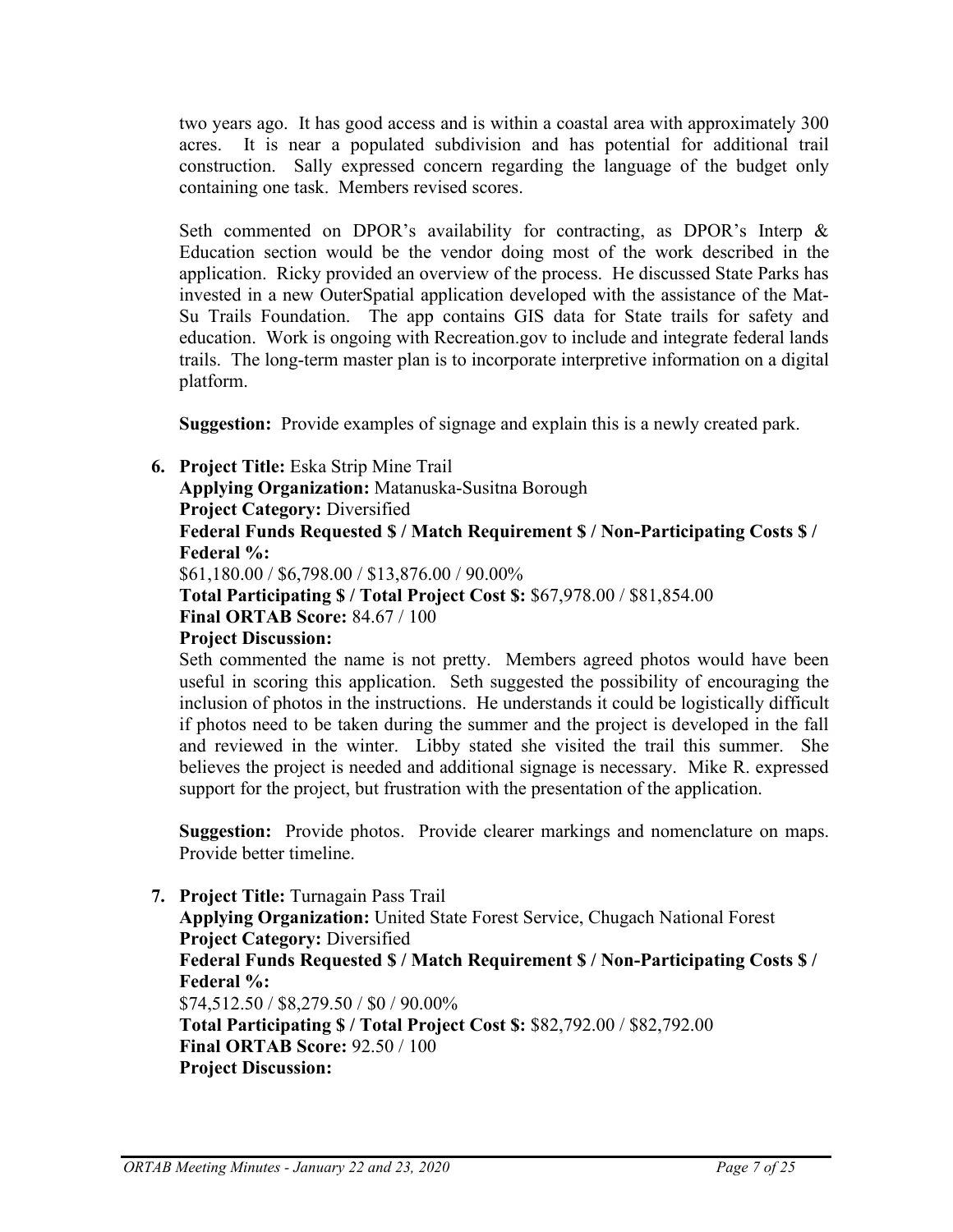two years ago. It has good access and is within a coastal area with approximately 300 acres. It is near a populated subdivision and has potential for additional trail construction. Sally expressed concern regarding the language of the budget only containing one task. Members revised scores.

Seth commented on DPOR's availability for contracting, as DPOR's Interp & Education section would be the vendor doing most of the work described in the application. Ricky provided an overview of the process. He discussed State Parks has invested in a new OuterSpatial application developed with the assistance of the Mat-Su Trails Foundation. The app contains GIS data for State trails for safety and education. Work is ongoing with Recreation.gov to include and integrate federal lands trails. The long-term master plan is to incorporate interpretive information on a digital platform.

**Suggestion:** Provide examples of signage and explain this is a newly created park.

6. **Project Title:** Eska Strip Mine Trail
   **Applying Organization:** Matanuska-Susitna Borough
   **Project Category:** Diversified
   **Federal Funds Requested $ / Match Requirement $ / Non-Participating Costs $ / Federal %:**
   $61,180.00 / $6,798.00 / $13,876.00 / 90.00%
   **Total Participating $ / Total Project Cost $:** $67,978.00 / $81,854.00
   **Final ORTAB Score:** 84.67 / 100
   **Project Discussion:**
   Seth commented the name is not pretty. Members agreed photos would have been useful in scoring this application. Seth suggested the possibility of encouraging the inclusion of photos in the instructions. He understands it could be logistically difficult if photos need to be taken during the summer and the project is developed in the fall and reviewed in the winter. Libby stated she visited the trail this summer. She believes the project is needed and additional signage is necessary. Mike R. expressed support for the project, but frustration with the presentation of the application.

   **Suggestion:** Provide photos. Provide clearer markings and nomenclature on maps. Provide better timeline.

7. **Project Title:** Turnagain Pass Trail
   **Applying Organization:** United State Forest Service, Chugach National Forest
   **Project Category:** Diversified
   **Federal Funds Requested $ / Match Requirement $ / Non-Participating Costs $ / Federal %:**
   $74,512.50 / $8,279.50 / $0 / 90.00%
   **Total Participating $ / Total Project Cost $:** $82,792.00 / $82,792.00
   **Final ORTAB Score:** 92.50 / 100
   **Project Discussion:**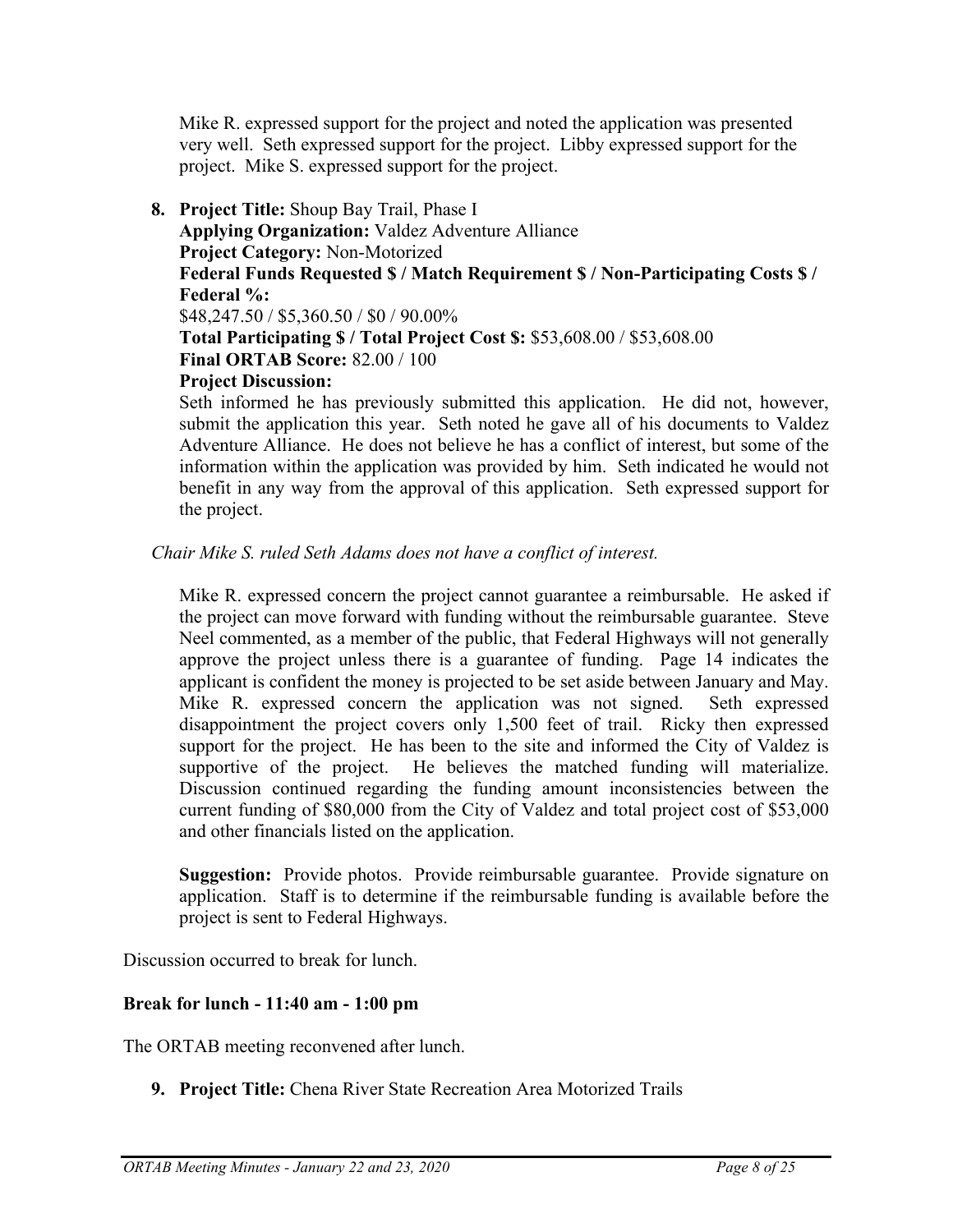Mike R. expressed support for the project and noted the application was presented very well. Seth expressed support for the project. Libby expressed support for the project. Mike S. expressed support for the project.

8. **Project Title:** Shoup Bay Trail, Phase I
   **Applying Organization:** Valdez Adventure Alliance
   **Project Category:** Non-Motorized
   **Federal Funds Requested $ / Match Requirement $ / Non-Participating Costs $ / Federal %:**
   $48,247.50 / $5,360.50 / $0 / 90.00%
   **Total Participating $ / Total Project Cost $:** $53,608.00 / $53,608.00
   **Final ORTAB Score:** 82.00 / 100
   **Project Discussion:**
   Seth informed he has previously submitted this application. He did not, however, submit the application this year. Seth noted he gave all of his documents to Valdez Adventure Alliance. He does not believe he has a conflict of interest, but some of the information within the application was provided by him. Seth indicated he would not benefit in any way from the approval of this application. Seth expressed support for the project.

*Chair Mike S. ruled Seth Adams does not have a conflict of interest.*

Mike R. expressed concern the project cannot guarantee a reimbursable. He asked if the project can move forward with funding without the reimbursable guarantee. Steve Neel commented, as a member of the public, that Federal Highways will not generally approve the project unless there is a guarantee of funding. Page 14 indicates the applicant is confident the money is projected to be set aside between January and May. Mike R. expressed concern the application was not signed. Seth expressed disappointment the project covers only 1,500 feet of trail. Ricky then expressed support for the project. He has been to the site and informed the City of Valdez is supportive of the project. He believes the matched funding will materialize. Discussion continued regarding the funding amount inconsistencies between the current funding of $80,000 from the City of Valdez and total project cost of $53,000 and other financials listed on the application.

**Suggestion:** Provide photos. Provide reimbursable guarantee. Provide signature on application. Staff is to determine if the reimbursable funding is available before the project is sent to Federal Highways.

Discussion occurred to break for lunch.

**Break for lunch - 11:40 am - 1:00 pm**

The ORTAB meeting reconvened after lunch.

9. **Project Title:** Chena River State Recreation Area Motorized Trails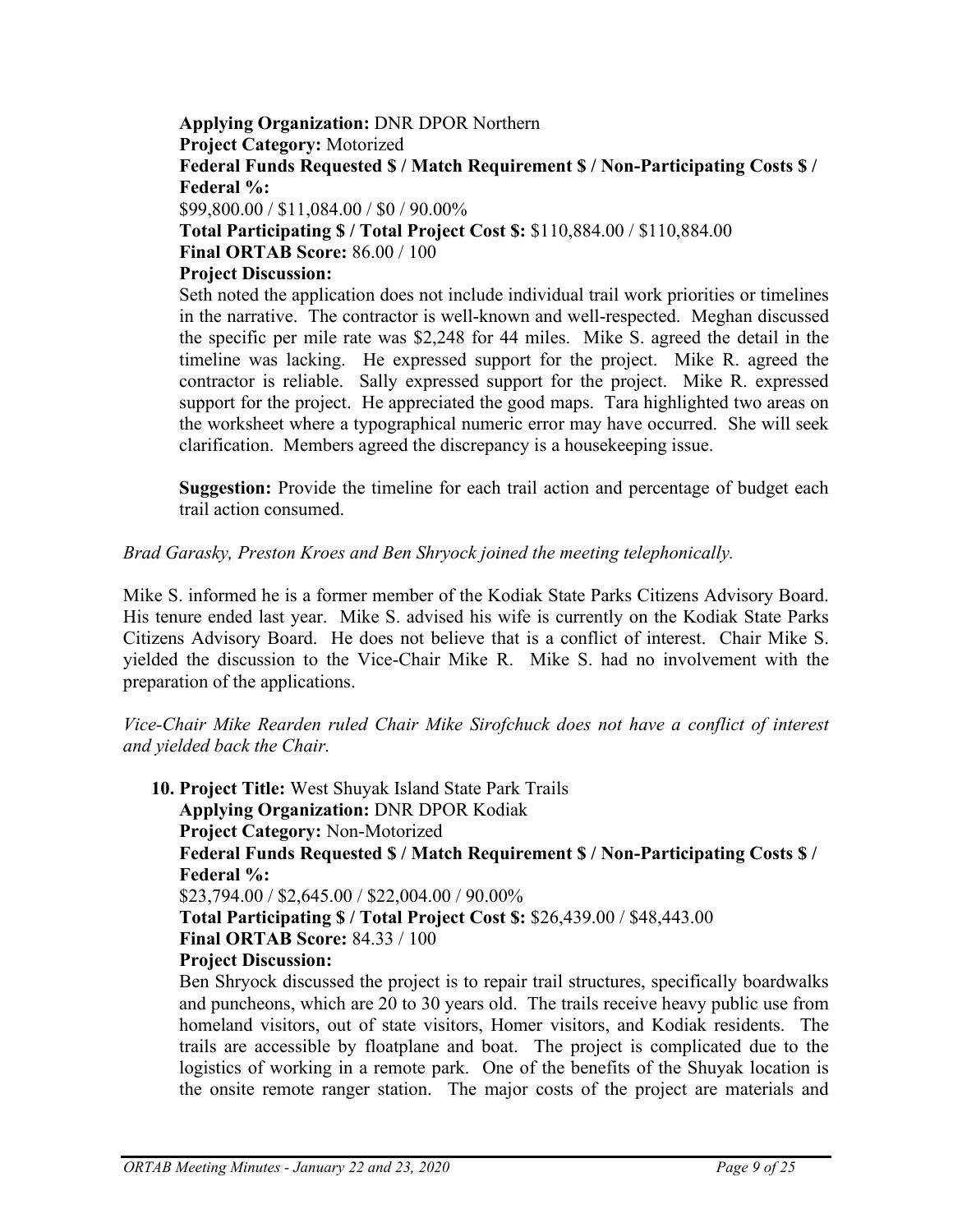**Applying Organization:** DNR DPOR Northern
**Project Category:** Motorized
**Federal Funds Requested $ / Match Requirement $ / Non-Participating Costs $ / Federal %:**
$99,800.00 / $11,084.00 / $0 / 90.00%
**Total Participating $ / Total Project Cost $:** $110,884.00 / $110,884.00
**Final ORTAB Score:** 86.00 / 100
**Project Discussion:**
Seth noted the application does not include individual trail work priorities or timelines in the narrative. The contractor is well-known and well-respected. Meghan discussed the specific per mile rate was $2,248 for 44 miles. Mike S. agreed the detail in the timeline was lacking. He expressed support for the project. Mike R. agreed the contractor is reliable. Sally expressed support for the project. Mike R. expressed support for the project. He appreciated the good maps. Tara highlighted two areas on the worksheet where a typographical numeric error may have occurred. She will seek clarification. Members agreed the discrepancy is a housekeeping issue.

**Suggestion:** Provide the timeline for each trail action and percentage of budget each trail action consumed.

*Brad Garasky, Preston Kroes and Ben Shryock joined the meeting telephonically.*

Mike S. informed he is a former member of the Kodiak State Parks Citizens Advisory Board. His tenure ended last year. Mike S. advised his wife is currently on the Kodiak State Parks Citizens Advisory Board. He does not believe that is a conflict of interest. Chair Mike S. yielded the discussion to the Vice-Chair Mike R. Mike S. had no involvement with the preparation of the applications.

*Vice-Chair Mike Rearden ruled Chair Mike Sirofchuck does not have a conflict of interest and yielded back the Chair.*

10. **Project Title:** West Shuyak Island State Park Trails
**Applying Organization:** DNR DPOR Kodiak
**Project Category:** Non-Motorized
**Federal Funds Requested $ / Match Requirement $ / Non-Participating Costs $ / Federal %:**
$23,794.00 / $2,645.00 / $22,004.00 / 90.00%
**Total Participating $ / Total Project Cost $:** $26,439.00 / $48,443.00
**Final ORTAB Score:** 84.33 / 100
**Project Discussion:**
Ben Shryock discussed the project is to repair trail structures, specifically boardwalks and puncheons, which are 20 to 30 years old. The trails receive heavy public use from homeland visitors, out of state visitors, Homer visitors, and Kodiak residents. The trails are accessible by floatplane and boat. The project is complicated due to the logistics of working in a remote park. One of the benefits of the Shuyak location is the onsite remote ranger station. The major costs of the project are materials and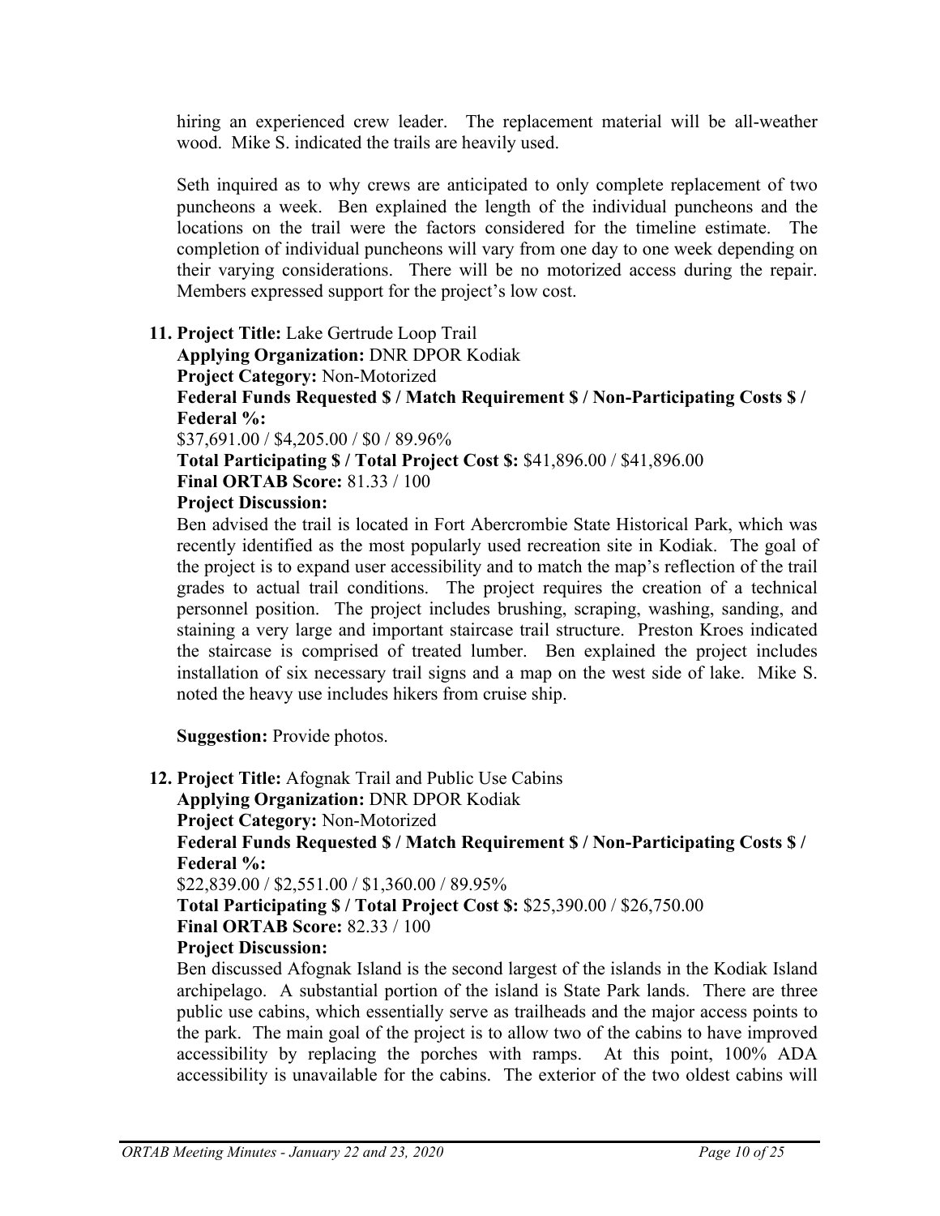hiring an experienced crew leader. The replacement material will be all-weather wood. Mike S. indicated the trails are heavily used.

Seth inquired as to why crews are anticipated to only complete replacement of two puncheons a week. Ben explained the length of the individual puncheons and the locations on the trail were the factors considered for the timeline estimate. The completion of individual puncheons will vary from one day to one week depending on their varying considerations. There will be no motorized access during the repair. Members expressed support for the project's low cost.

11. **Project Title:** Lake Gertrude Loop Trail
    **Applying Organization:** DNR DPOR Kodiak
    **Project Category:** Non-Motorized
    **Federal Funds Requested $ / Match Requirement $ / Non-Participating Costs $ / Federal %:**
    $37,691.00 / $4,205.00 / $0 / 89.96%
    **Total Participating $ / Total Project Cost $:** $41,896.00 / $41,896.00
    **Final ORTAB Score:** 81.33 / 100
    **Project Discussion:**
    Ben advised the trail is located in Fort Abercrombie State Historical Park, which was recently identified as the most popularly used recreation site in Kodiak. The goal of the project is to expand user accessibility and to match the map's reflection of the trail grades to actual trail conditions. The project requires the creation of a technical personnel position. The project includes brushing, scraping, washing, sanding, and staining a very large and important staircase trail structure. Preston Kroes indicated the staircase is comprised of treated lumber. Ben explained the project includes installation of six necessary trail signs and a map on the west side of lake. Mike S. noted the heavy use includes hikers from cruise ship.

    **Suggestion:** Provide photos.

12. **Project Title:** Afognak Trail and Public Use Cabins
    **Applying Organization:** DNR DPOR Kodiak
    **Project Category:** Non-Motorized
    **Federal Funds Requested $ / Match Requirement $ / Non-Participating Costs $ / Federal %:**
    $22,839.00 / $2,551.00 / $1,360.00 / 89.95%
    **Total Participating $ / Total Project Cost $:** $25,390.00 / $26,750.00
    **Final ORTAB Score:** 82.33 / 100
    **Project Discussion:**
    Ben discussed Afognak Island is the second largest of the islands in the Kodiak Island archipelago. A substantial portion of the island is State Park lands. There are three public use cabins, which essentially serve as trailheads and the major access points to the park. The main goal of the project is to allow two of the cabins to have improved accessibility by replacing the porches with ramps. At this point, 100% ADA accessibility is unavailable for the cabins. The exterior of the two oldest cabins will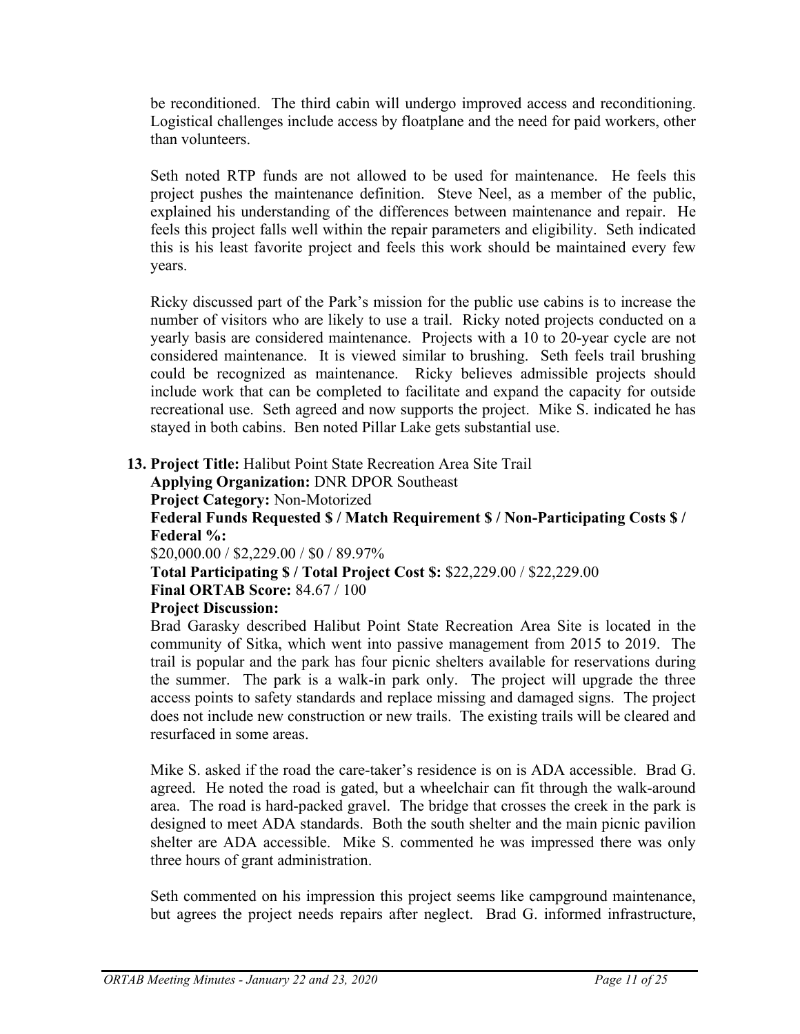be reconditioned. The third cabin will undergo improved access and reconditioning. Logistical challenges include access by floatplane and the need for paid workers, other than volunteers.

Seth noted RTP funds are not allowed to be used for maintenance. He feels this project pushes the maintenance definition. Steve Neel, as a member of the public, explained his understanding of the differences between maintenance and repair. He feels this project falls well within the repair parameters and eligibility. Seth indicated this is his least favorite project and feels this work should be maintained every few years.

Ricky discussed part of the Park's mission for the public use cabins is to increase the number of visitors who are likely to use a trail. Ricky noted projects conducted on a yearly basis are considered maintenance. Projects with a 10 to 20-year cycle are not considered maintenance. It is viewed similar to brushing. Seth feels trail brushing could be recognized as maintenance. Ricky believes admissible projects should include work that can be completed to facilitate and expand the capacity for outside recreational use. Seth agreed and now supports the project. Mike S. indicated he has stayed in both cabins. Ben noted Pillar Lake gets substantial use.

13. **Project Title:** Halibut Point State Recreation Area Site Trail
**Applying Organization:** DNR DPOR Southeast
**Project Category:** Non-Motorized
**Federal Funds Requested $ / Match Requirement $ / Non-Participating Costs $ / Federal %:**
$20,000.00 / $2,229.00 / $0 / 89.97%
**Total Participating $ / Total Project Cost $:** $22,229.00 / $22,229.00
**Final ORTAB Score:** 84.67 / 100
**Project Discussion:**
Brad Garasky described Halibut Point State Recreation Area Site is located in the community of Sitka, which went into passive management from 2015 to 2019. The trail is popular and the park has four picnic shelters available for reservations during the summer. The park is a walk-in park only. The project will upgrade the three access points to safety standards and replace missing and damaged signs. The project does not include new construction or new trails. The existing trails will be cleared and resurfaced in some areas.

Mike S. asked if the road the care-taker's residence is on is ADA accessible. Brad G. agreed. He noted the road is gated, but a wheelchair can fit through the walk-around area. The road is hard-packed gravel. The bridge that crosses the creek in the park is designed to meet ADA standards. Both the south shelter and the main picnic pavilion shelter are ADA accessible. Mike S. commented he was impressed there was only three hours of grant administration.

Seth commented on his impression this project seems like campground maintenance, but agrees the project needs repairs after neglect. Brad G. informed infrastructure,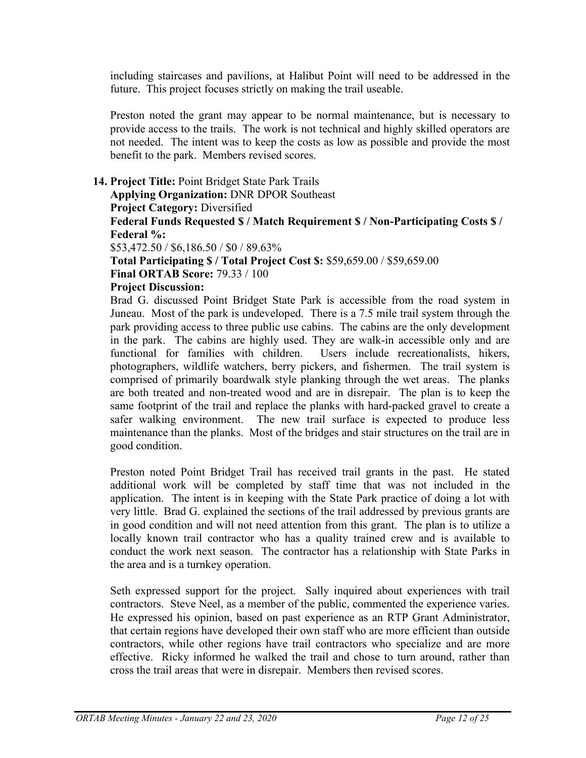including staircases and pavilions, at Halibut Point will need to be addressed in the future. This project focuses strictly on making the trail useable.

Preston noted the grant may appear to be normal maintenance, but is necessary to provide access to the trails. The work is not technical and highly skilled operators are not needed. The intent was to keep the costs as low as possible and provide the most benefit to the park. Members revised scores.

**14. Project Title:** Point Bridget State Park Trails
**Applying Organization:** DNR DPOR Southeast
**Project Category:** Diversified
**Federal Funds Requested $ / Match Requirement $ / Non-Participating Costs $ / Federal %:**
$53,472.50 / $6,186.50 / $0 / 89.63%
**Total Participating $ / Total Project Cost $:** $59,659.00 / $59,659.00
**Final ORTAB Score:** 79.33 / 100
**Project Discussion:**
Brad G. discussed Point Bridget State Park is accessible from the road system in Juneau. Most of the park is undeveloped. There is a 7.5 mile trail system through the park providing access to three public use cabins. The cabins are the only development in the park. The cabins are highly used. They are walk-in accessible only and are functional for families with children. Users include recreationalists, hikers, photographers, wildlife watchers, berry pickers, and fishermen. The trail system is comprised of primarily boardwalk style planking through the wet areas. The planks are both treated and non-treated wood and are in disrepair. The plan is to keep the same footprint of the trail and replace the planks with hard-packed gravel to create a safer walking environment. The new trail surface is expected to produce less maintenance than the planks. Most of the bridges and stair structures on the trail are in good condition.

Preston noted Point Bridget Trail has received trail grants in the past. He stated additional work will be completed by staff time that was not included in the application. The intent is in keeping with the State Park practice of doing a lot with very little. Brad G. explained the sections of the trail addressed by previous grants are in good condition and will not need attention from this grant. The plan is to utilize a locally known trail contractor who has a quality trained crew and is available to conduct the work next season. The contractor has a relationship with State Parks in the area and is a turnkey operation.

Seth expressed support for the project. Sally inquired about experiences with trail contractors. Steve Neel, as a member of the public, commented the experience varies. He expressed his opinion, based on past experience as an RTP Grant Administrator, that certain regions have developed their own staff who are more efficient than outside contractors, while other regions have trail contractors who specialize and are more effective. Ricky informed he walked the trail and chose to turn around, rather than cross the trail areas that were in disrepair. Members then revised scores.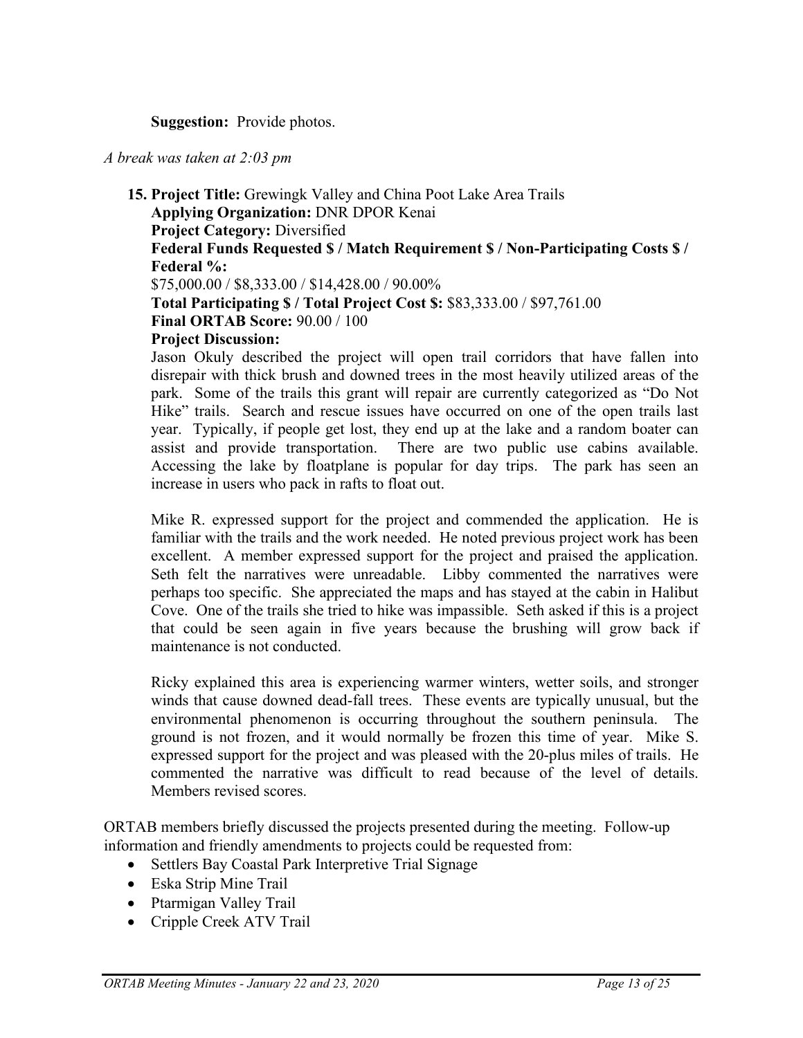**Suggestion:** Provide photos.

*A break was taken at 2:03 pm*

15. **Project Title:** Grewingk Valley and China Poot Lake Area Trails
    **Applying Organization:** DNR DPOR Kenai
    **Project Category:** Diversified
    **Federal Funds Requested $ / Match Requirement $ / Non-Participating Costs $ / Federal %:**
    $75,000.00 / $8,333.00 / $14,428.00 / 90.00%
    **Total Participating $ / Total Project Cost $:** $83,333.00 / $97,761.00
    **Final ORTAB Score:** 90.00 / 100
    **Project Discussion:**
    Jason Okuly described the project will open trail corridors that have fallen into disrepair with thick brush and downed trees in the most heavily utilized areas of the park. Some of the trails this grant will repair are currently categorized as "Do Not Hike" trails. Search and rescue issues have occurred on one of the open trails last year. Typically, if people get lost, they end up at the lake and a random boater can assist and provide transportation. There are two public use cabins available. Accessing the lake by floatplane is popular for day trips. The park has seen an increase in users who pack in rafts to float out.

    Mike R. expressed support for the project and commended the application. He is familiar with the trails and the work needed. He noted previous project work has been excellent. A member expressed support for the project and praised the application. Seth felt the narratives were unreadable. Libby commented the narratives were perhaps too specific. She appreciated the maps and has stayed at the cabin in Halibut Cove. One of the trails she tried to hike was impassible. Seth asked if this is a project that could be seen again in five years because the brushing will grow back if maintenance is not conducted.

    Ricky explained this area is experiencing warmer winters, wetter soils, and stronger winds that cause downed dead-fall trees. These events are typically unusual, but the environmental phenomenon is occurring throughout the southern peninsula. The ground is not frozen, and it would normally be frozen this time of year. Mike S. expressed support for the project and was pleased with the 20-plus miles of trails. He commented the narrative was difficult to read because of the level of details. Members revised scores.

ORTAB members briefly discussed the projects presented during the meeting. Follow-up information and friendly amendments to projects could be requested from:

- Settlers Bay Coastal Park Interpretive Trial Signage
- Eska Strip Mine Trail
- Ptarmigan Valley Trail
- Cripple Creek ATV Trail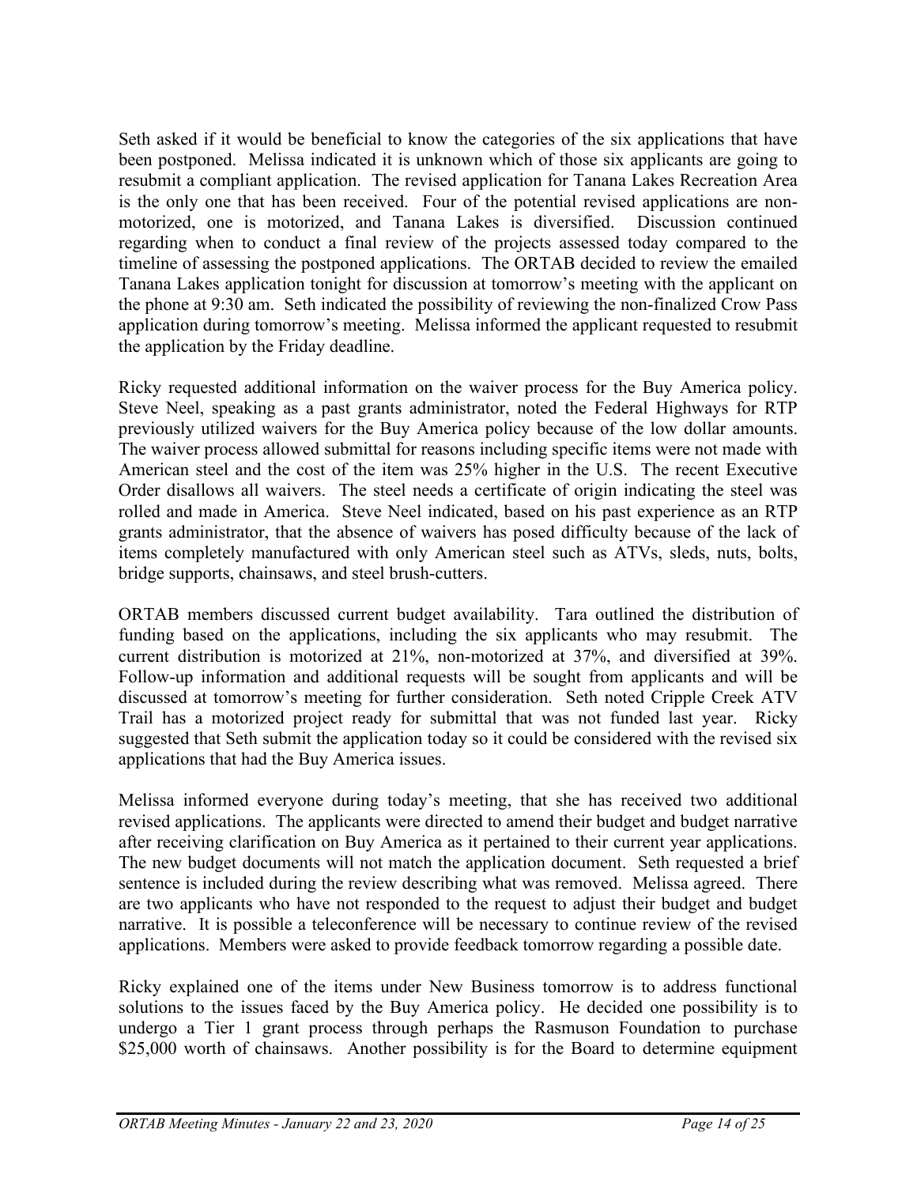Seth asked if it would be beneficial to know the categories of the six applications that have been postponed. Melissa indicated it is unknown which of those six applicants are going to resubmit a compliant application. The revised application for Tanana Lakes Recreation Area is the only one that has been received. Four of the potential revised applications are non-motorized, one is motorized, and Tanana Lakes is diversified. Discussion continued regarding when to conduct a final review of the projects assessed today compared to the timeline of assessing the postponed applications. The ORTAB decided to review the emailed Tanana Lakes application tonight for discussion at tomorrow's meeting with the applicant on the phone at 9:30 am. Seth indicated the possibility of reviewing the non-finalized Crow Pass application during tomorrow's meeting. Melissa informed the applicant requested to resubmit the application by the Friday deadline.

Ricky requested additional information on the waiver process for the Buy America policy. Steve Neel, speaking as a past grants administrator, noted the Federal Highways for RTP previously utilized waivers for the Buy America policy because of the low dollar amounts. The waiver process allowed submittal for reasons including specific items were not made with American steel and the cost of the item was 25% higher in the U.S. The recent Executive Order disallows all waivers. The steel needs a certificate of origin indicating the steel was rolled and made in America. Steve Neel indicated, based on his past experience as an RTP grants administrator, that the absence of waivers has posed difficulty because of the lack of items completely manufactured with only American steel such as ATVs, sleds, nuts, bolts, bridge supports, chainsaws, and steel brush-cutters.

ORTAB members discussed current budget availability. Tara outlined the distribution of funding based on the applications, including the six applicants who may resubmit. The current distribution is motorized at 21%, non-motorized at 37%, and diversified at 39%. Follow-up information and additional requests will be sought from applicants and will be discussed at tomorrow's meeting for further consideration. Seth noted Cripple Creek ATV Trail has a motorized project ready for submittal that was not funded last year. Ricky suggested that Seth submit the application today so it could be considered with the revised six applications that had the Buy America issues.

Melissa informed everyone during today's meeting, that she has received two additional revised applications. The applicants were directed to amend their budget and budget narrative after receiving clarification on Buy America as it pertained to their current year applications. The new budget documents will not match the application document. Seth requested a brief sentence is included during the review describing what was removed. Melissa agreed. There are two applicants who have not responded to the request to adjust their budget and budget narrative. It is possible a teleconference will be necessary to continue review of the revised applications. Members were asked to provide feedback tomorrow regarding a possible date.

Ricky explained one of the items under New Business tomorrow is to address functional solutions to the issues faced by the Buy America policy. He decided one possibility is to undergo a Tier 1 grant process through perhaps the Rasmuson Foundation to purchase $25,000 worth of chainsaws. Another possibility is for the Board to determine equipment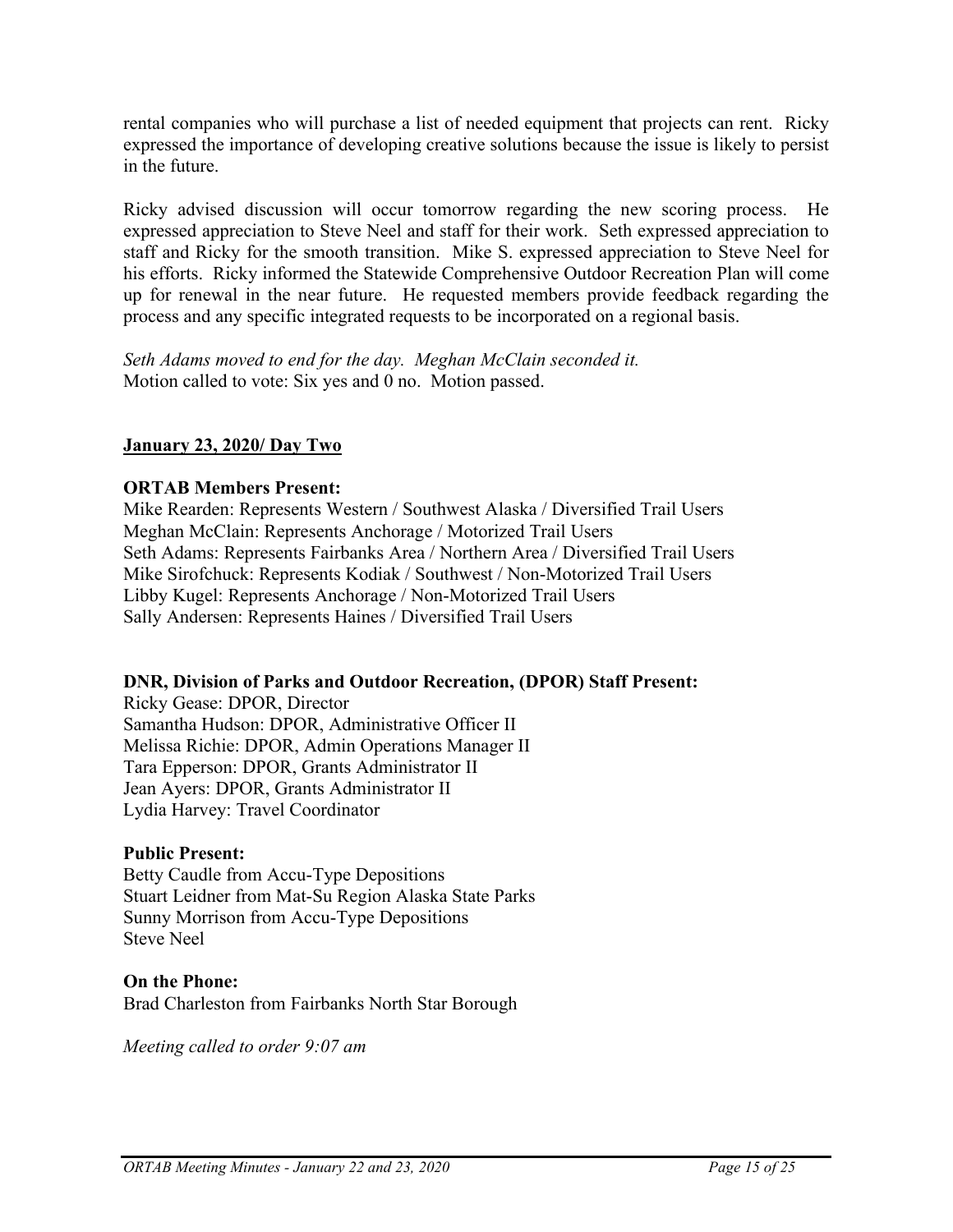rental companies who will purchase a list of needed equipment that projects can rent. Ricky expressed the importance of developing creative solutions because the issue is likely to persist in the future.

Ricky advised discussion will occur tomorrow regarding the new scoring process. He expressed appreciation to Steve Neel and staff for their work. Seth expressed appreciation to staff and Ricky for the smooth transition. Mike S. expressed appreciation to Steve Neel for his efforts. Ricky informed the Statewide Comprehensive Outdoor Recreation Plan will come up for renewal in the near future. He requested members provide feedback regarding the process and any specific integrated requests to be incorporated on a regional basis.

*Seth Adams moved to end for the day. Meghan McClain seconded it.*
Motion called to vote: Six yes and 0 no. Motion passed.

## **January 23, 2020/ Day Two**

**ORTAB Members Present:**
Mike Rearden: Represents Western / Southwest Alaska / Diversified Trail Users
Meghan McClain: Represents Anchorage / Motorized Trail Users
Seth Adams: Represents Fairbanks Area / Northern Area / Diversified Trail Users
Mike Sirofchuck: Represents Kodiak / Southwest / Non-Motorized Trail Users
Libby Kugel: Represents Anchorage / Non-Motorized Trail Users
Sally Andersen: Represents Haines / Diversified Trail Users

**DNR, Division of Parks and Outdoor Recreation, (DPOR) Staff Present:**
Ricky Gease: DPOR, Director
Samantha Hudson: DPOR, Administrative Officer II
Melissa Richie: DPOR, Admin Operations Manager II
Tara Epperson: DPOR, Grants Administrator II
Jean Ayers: DPOR, Grants Administrator II
Lydia Harvey: Travel Coordinator

**Public Present:**
Betty Caudle from Accu-Type Depositions
Stuart Leidner from Mat-Su Region Alaska State Parks
Sunny Morrison from Accu-Type Depositions
Steve Neel

**On the Phone:**
Brad Charleston from Fairbanks North Star Borough

*Meeting called to order 9:07 am*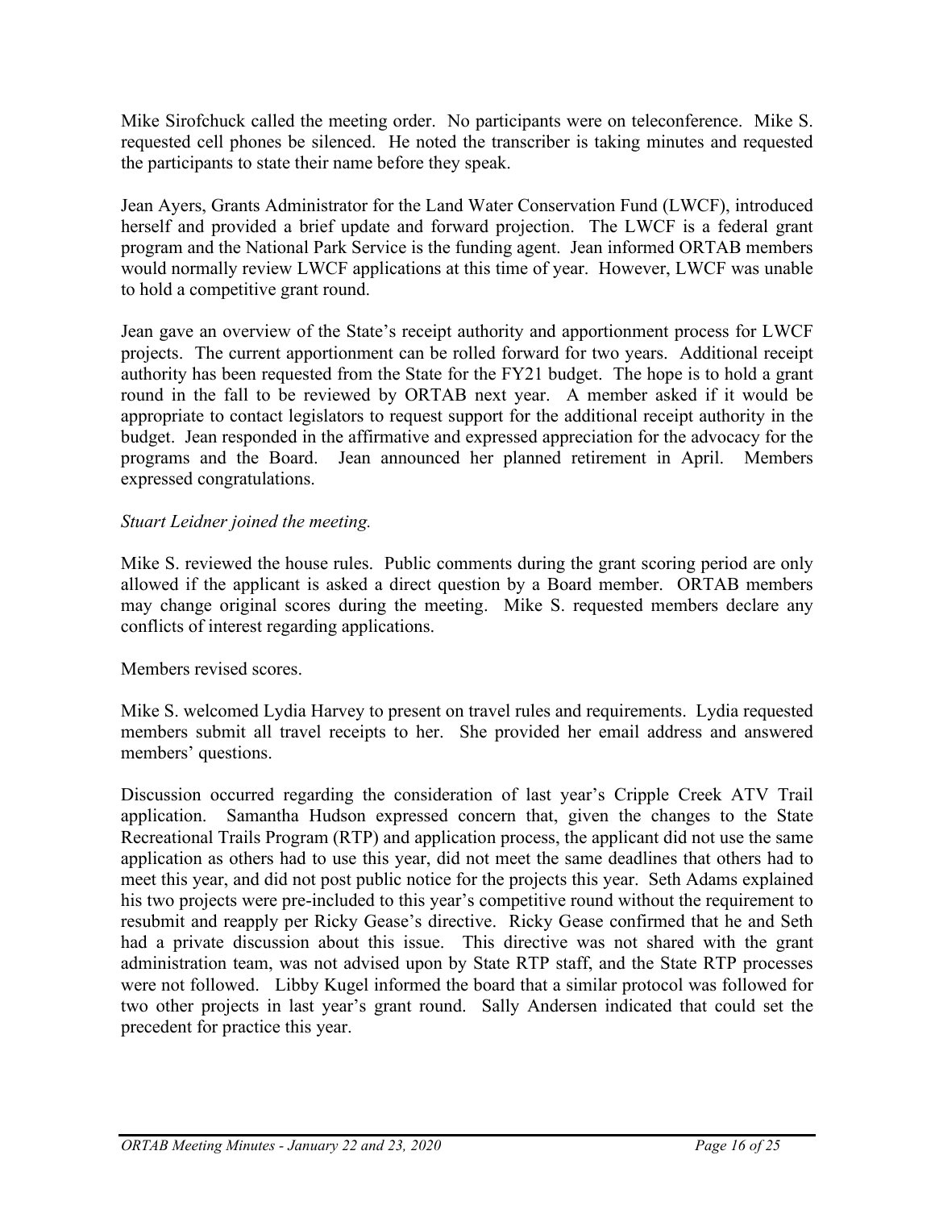Mike Sirofchuck called the meeting order. No participants were on teleconference. Mike S. requested cell phones be silenced. He noted the transcriber is taking minutes and requested the participants to state their name before they speak.

Jean Ayers, Grants Administrator for the Land Water Conservation Fund (LWCF), introduced herself and provided a brief update and forward projection. The LWCF is a federal grant program and the National Park Service is the funding agent. Jean informed ORTAB members would normally review LWCF applications at this time of year. However, LWCF was unable to hold a competitive grant round.

Jean gave an overview of the State's receipt authority and apportionment process for LWCF projects. The current apportionment can be rolled forward for two years. Additional receipt authority has been requested from the State for the FY21 budget. The hope is to hold a grant round in the fall to be reviewed by ORTAB next year. A member asked if it would be appropriate to contact legislators to request support for the additional receipt authority in the budget. Jean responded in the affirmative and expressed appreciation for the advocacy for the programs and the Board. Jean announced her planned retirement in April. Members expressed congratulations.

*Stuart Leidner joined the meeting.*

Mike S. reviewed the house rules. Public comments during the grant scoring period are only allowed if the applicant is asked a direct question by a Board member. ORTAB members may change original scores during the meeting. Mike S. requested members declare any conflicts of interest regarding applications.

Members revised scores.

Mike S. welcomed Lydia Harvey to present on travel rules and requirements. Lydia requested members submit all travel receipts to her. She provided her email address and answered members' questions.

Discussion occurred regarding the consideration of last year's Cripple Creek ATV Trail application. Samantha Hudson expressed concern that, given the changes to the State Recreational Trails Program (RTP) and application process, the applicant did not use the same application as others had to use this year, did not meet the same deadlines that others had to meet this year, and did not post public notice for the projects this year. Seth Adams explained his two projects were pre-included to this year's competitive round without the requirement to resubmit and reapply per Ricky Gease's directive. Ricky Gease confirmed that he and Seth had a private discussion about this issue. This directive was not shared with the grant administration team, was not advised upon by State RTP staff, and the State RTP processes were not followed. Libby Kugel informed the board that a similar protocol was followed for two other projects in last year's grant round. Sally Andersen indicated that could set the precedent for practice this year.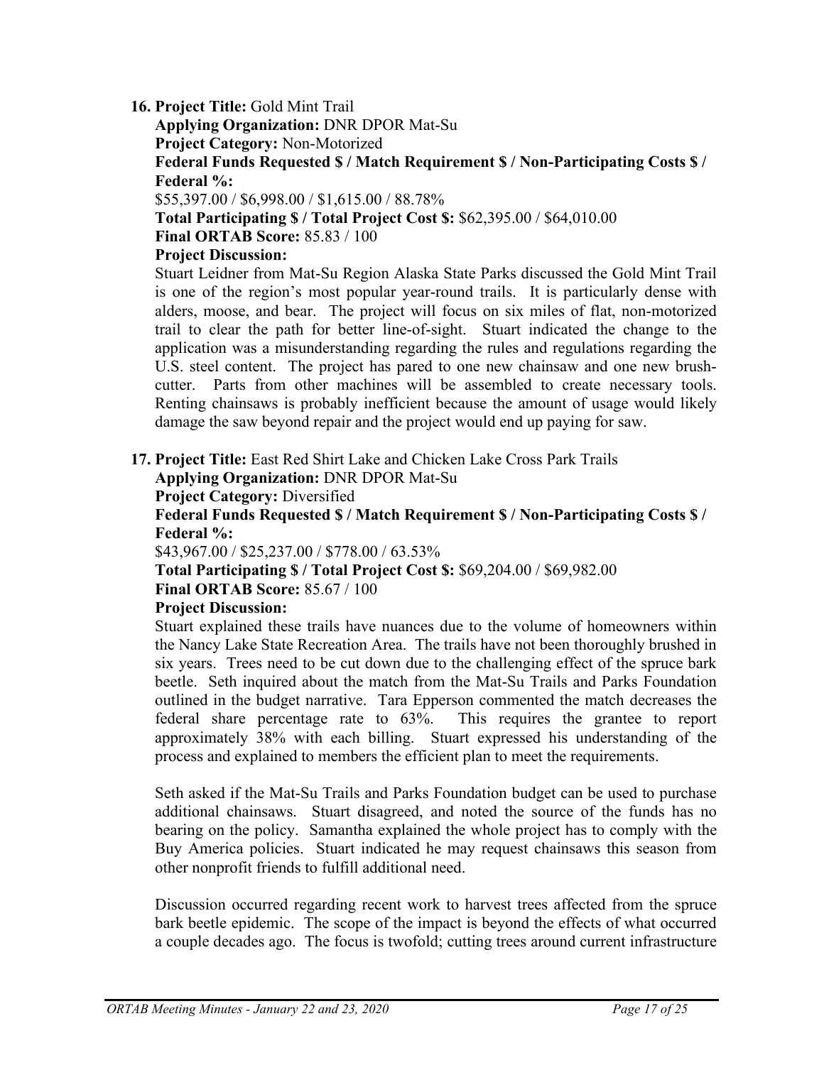**16. Project Title:** Gold Mint Trail

**Applying Organization:** DNR DPOR Mat-Su

**Project Category:** Non-Motorized

**Federal Funds Requested $ / Match Requirement $ / Non-Participating Costs $ / Federal %:**

$55,397.00 / $6,998.00 / $1,615.00 / 88.78%

**Total Participating $ / Total Project Cost $:** $62,395.00 / $64,010.00

**Final ORTAB Score:** 85.83 / 100

**Project Discussion:**

Stuart Leidner from Mat-Su Region Alaska State Parks discussed the Gold Mint Trail is one of the region's most popular year-round trails. It is particularly dense with alders, moose, and bear. The project will focus on six miles of flat, non-motorized trail to clear the path for better line-of-sight. Stuart indicated the change to the application was a misunderstanding regarding the rules and regulations regarding the U.S. steel content. The project has pared to one new chainsaw and one new brush-cutter. Parts from other machines will be assembled to create necessary tools. Renting chainsaws is probably inefficient because the amount of usage would likely damage the saw beyond repair and the project would end up paying for saw.

**17. Project Title:** East Red Shirt Lake and Chicken Lake Cross Park Trails

**Applying Organization:** DNR DPOR Mat-Su

**Project Category:** Diversified

**Federal Funds Requested $ / Match Requirement $ / Non-Participating Costs $ / Federal %:**

$43,967.00 / $25,237.00 / $778.00 / 63.53%

**Total Participating $ / Total Project Cost $:** $69,204.00 / $69,982.00

**Final ORTAB Score:** 85.67 / 100

**Project Discussion:**

Stuart explained these trails have nuances due to the volume of homeowners within the Nancy Lake State Recreation Area. The trails have not been thoroughly brushed in six years. Trees need to be cut down due to the challenging effect of the spruce bark beetle. Seth inquired about the match from the Mat-Su Trails and Parks Foundation outlined in the budget narrative. Tara Epperson commented the match decreases the federal share percentage rate to 63%. This requires the grantee to report approximately 38% with each billing. Stuart expressed his understanding of the process and explained to members the efficient plan to meet the requirements.

Seth asked if the Mat-Su Trails and Parks Foundation budget can be used to purchase additional chainsaws. Stuart disagreed, and noted the source of the funds has no bearing on the policy. Samantha explained the whole project has to comply with the Buy America policies. Stuart indicated he may request chainsaws this season from other nonprofit friends to fulfill additional need.

Discussion occurred regarding recent work to harvest trees affected from the spruce bark beetle epidemic. The scope of the impact is beyond the effects of what occurred a couple decades ago. The focus is twofold; cutting trees around current infrastructure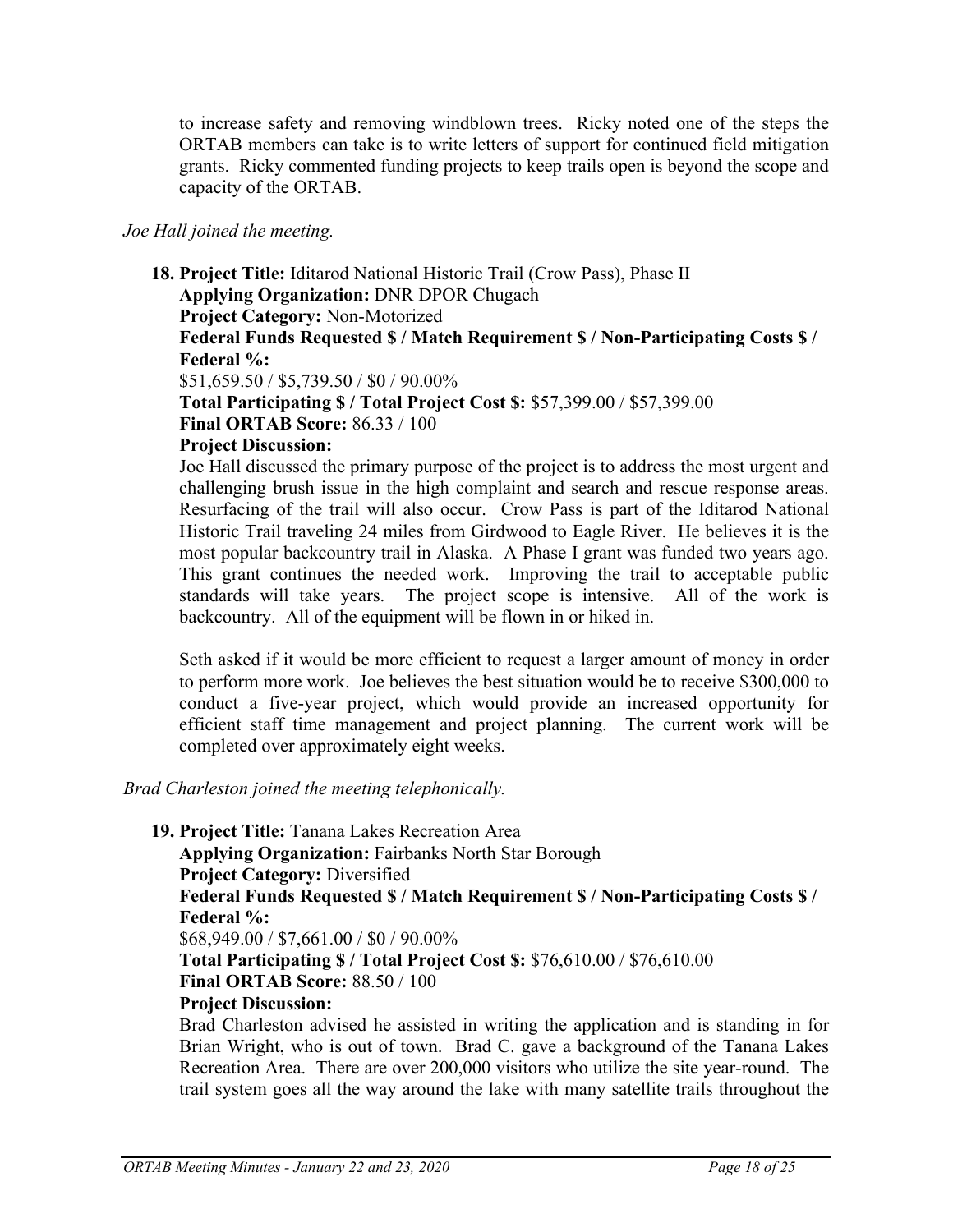to increase safety and removing windblown trees. Ricky noted one of the steps the ORTAB members can take is to write letters of support for continued field mitigation grants. Ricky commented funding projects to keep trails open is beyond the scope and capacity of the ORTAB.

*Joe Hall joined the meeting.*

**18. Project Title:** Iditarod National Historic Trail (Crow Pass), Phase II
**Applying Organization:** DNR DPOR Chugach
**Project Category:** Non-Motorized
**Federal Funds Requested $ / Match Requirement $ / Non-Participating Costs $ / Federal %:**
$51,659.50 / $5,739.50 / $0 / 90.00%
**Total Participating $ / Total Project Cost $:** $57,399.00 / $57,399.00
**Final ORTAB Score:** 86.33 / 100
**Project Discussion:**
Joe Hall discussed the primary purpose of the project is to address the most urgent and challenging brush issue in the high complaint and search and rescue response areas. Resurfacing of the trail will also occur. Crow Pass is part of the Iditarod National Historic Trail traveling 24 miles from Girdwood to Eagle River. He believes it is the most popular backcountry trail in Alaska. A Phase I grant was funded two years ago. This grant continues the needed work. Improving the trail to acceptable public standards will take years. The project scope is intensive. All of the work is backcountry. All of the equipment will be flown in or hiked in.

Seth asked if it would be more efficient to request a larger amount of money in order to perform more work. Joe believes the best situation would be to receive $300,000 to conduct a five-year project, which would provide an increased opportunity for efficient staff time management and project planning. The current work will be completed over approximately eight weeks.

*Brad Charleston joined the meeting telephonically.*

**19. Project Title:** Tanana Lakes Recreation Area
**Applying Organization:** Fairbanks North Star Borough
**Project Category:** Diversified
**Federal Funds Requested $ / Match Requirement $ / Non-Participating Costs $ / Federal %:**
$68,949.00 / $7,661.00 / $0 / 90.00%
**Total Participating $ / Total Project Cost $:** $76,610.00 / $76,610.00
**Final ORTAB Score:** 88.50 / 100
**Project Discussion:**
Brad Charleston advised he assisted in writing the application and is standing in for Brian Wright, who is out of town. Brad C. gave a background of the Tanana Lakes Recreation Area. There are over 200,000 visitors who utilize the site year-round. The trail system goes all the way around the lake with many satellite trails throughout the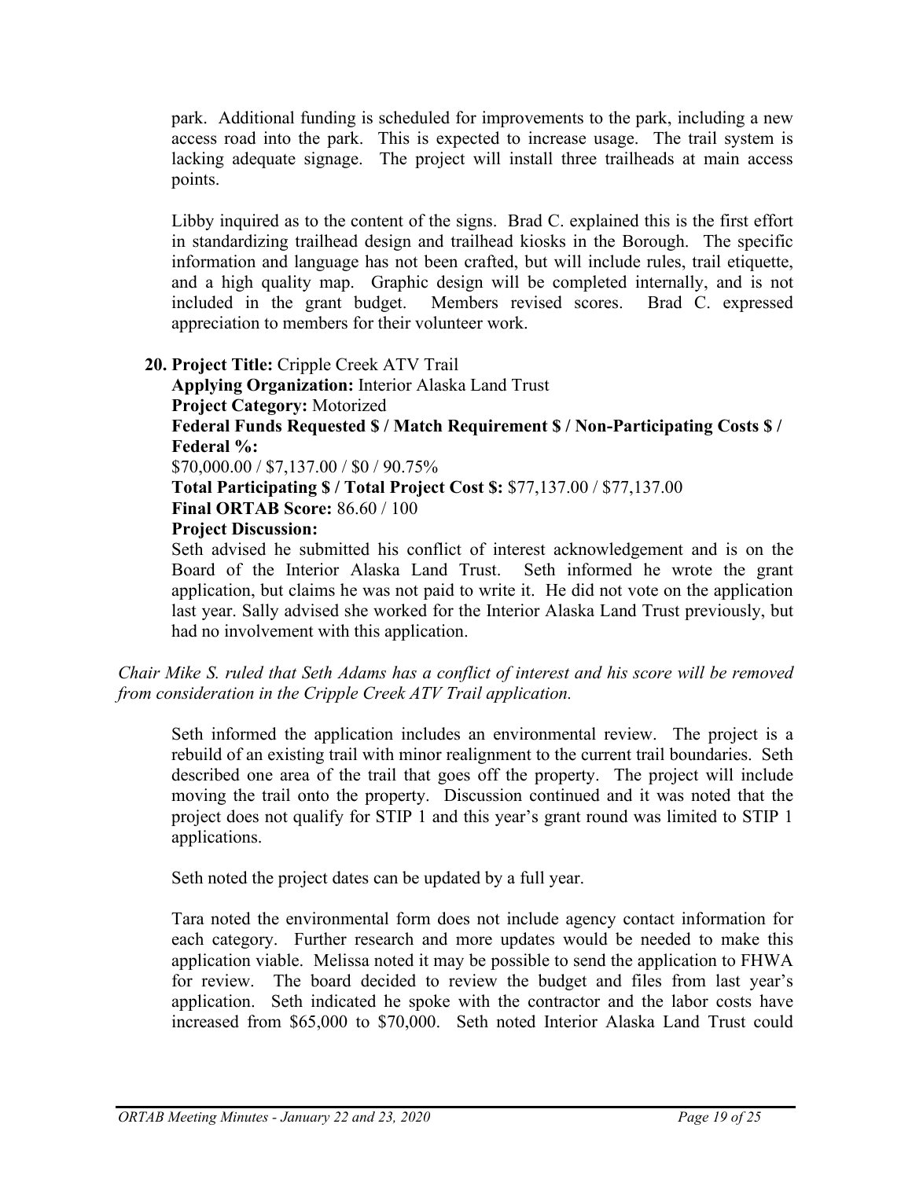park. Additional funding is scheduled for improvements to the park, including a new access road into the park. This is expected to increase usage. The trail system is lacking adequate signage. The project will install three trailheads at main access points.

Libby inquired as to the content of the signs. Brad C. explained this is the first effort in standardizing trailhead design and trailhead kiosks in the Borough. The specific information and language has not been crafted, but will include rules, trail etiquette, and a high quality map. Graphic design will be completed internally, and is not included in the grant budget. Members revised scores. Brad C. expressed appreciation to members for their volunteer work.

20. **Project Title:** Cripple Creek ATV Trail
**Applying Organization:** Interior Alaska Land Trust
**Project Category:** Motorized
**Federal Funds Requested $ / Match Requirement $ / Non-Participating Costs $ / Federal %:**
$70,000.00 / $7,137.00 / $0 / 90.75%
**Total Participating $ / Total Project Cost $:** $77,137.00 / $77,137.00
**Final ORTAB Score:** 86.60 / 100
**Project Discussion:**
Seth advised he submitted his conflict of interest acknowledgement and is on the Board of the Interior Alaska Land Trust. Seth informed he wrote the grant application, but claims he was not paid to write it. He did not vote on the application last year. Sally advised she worked for the Interior Alaska Land Trust previously, but had no involvement with this application.

*Chair Mike S. ruled that Seth Adams has a conflict of interest and his score will be removed from consideration in the Cripple Creek ATV Trail application.*

Seth informed the application includes an environmental review. The project is a rebuild of an existing trail with minor realignment to the current trail boundaries. Seth described one area of the trail that goes off the property. The project will include moving the trail onto the property. Discussion continued and it was noted that the project does not qualify for STIP 1 and this year's grant round was limited to STIP 1 applications.

Seth noted the project dates can be updated by a full year.

Tara noted the environmental form does not include agency contact information for each category. Further research and more updates would be needed to make this application viable. Melissa noted it may be possible to send the application to FHWA for review. The board decided to review the budget and files from last year's application. Seth indicated he spoke with the contractor and the labor costs have increased from $65,000 to $70,000. Seth noted Interior Alaska Land Trust could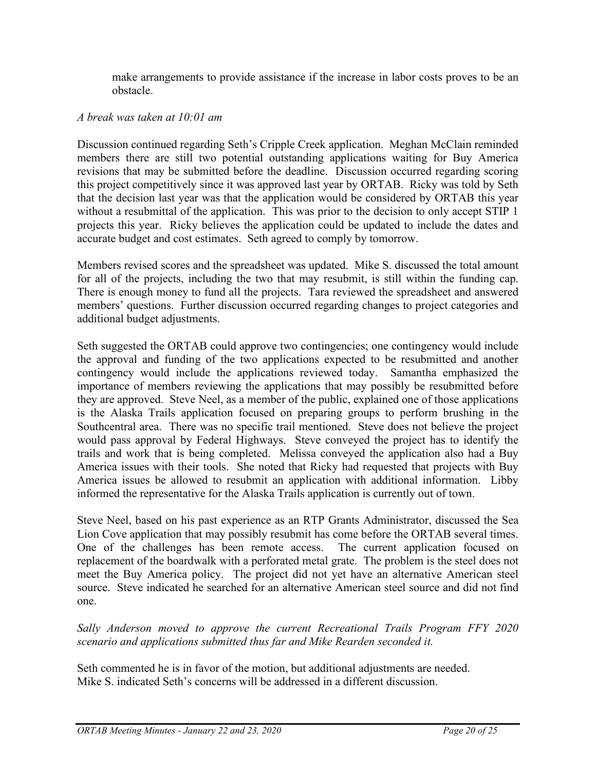make arrangements to provide assistance if the increase in labor costs proves to be an obstacle.

*A break was taken at 10:01 am*

Discussion continued regarding Seth's Cripple Creek application. Meghan McClain reminded members there are still two potential outstanding applications waiting for Buy America revisions that may be submitted before the deadline. Discussion occurred regarding scoring this project competitively since it was approved last year by ORTAB. Ricky was told by Seth that the decision last year was that the application would be considered by ORTAB this year without a resubmittal of the application. This was prior to the decision to only accept STIP 1 projects this year. Ricky believes the application could be updated to include the dates and accurate budget and cost estimates. Seth agreed to comply by tomorrow.

Members revised scores and the spreadsheet was updated. Mike S. discussed the total amount for all of the projects, including the two that may resubmit, is still within the funding cap. There is enough money to fund all the projects. Tara reviewed the spreadsheet and answered members' questions. Further discussion occurred regarding changes to project categories and additional budget adjustments.

Seth suggested the ORTAB could approve two contingencies; one contingency would include the approval and funding of the two applications expected to be resubmitted and another contingency would include the applications reviewed today. Samantha emphasized the importance of members reviewing the applications that may possibly be resubmitted before they are approved. Steve Neel, as a member of the public, explained one of those applications is the Alaska Trails application focused on preparing groups to perform brushing in the Southcentral area. There was no specific trail mentioned. Steve does not believe the project would pass approval by Federal Highways. Steve conveyed the project has to identify the trails and work that is being completed. Melissa conveyed the application also had a Buy America issues with their tools. She noted that Ricky had requested that projects with Buy America issues be allowed to resubmit an application with additional information. Libby informed the representative for the Alaska Trails application is currently out of town.

Steve Neel, based on his past experience as an RTP Grants Administrator, discussed the Sea Lion Cove application that may possibly resubmit has come before the ORTAB several times. One of the challenges has been remote access. The current application focused on replacement of the boardwalk with a perforated metal grate. The problem is the steel does not meet the Buy America policy. The project did not yet have an alternative American steel source. Steve indicated he searched for an alternative American steel source and did not find one.

*Sally Anderson moved to approve the current Recreational Trails Program FFY 2020 scenario and applications submitted thus far and Mike Rearden seconded it.*

Seth commented he is in favor of the motion, but additional adjustments are needed.
Mike S. indicated Seth's concerns will be addressed in a different discussion.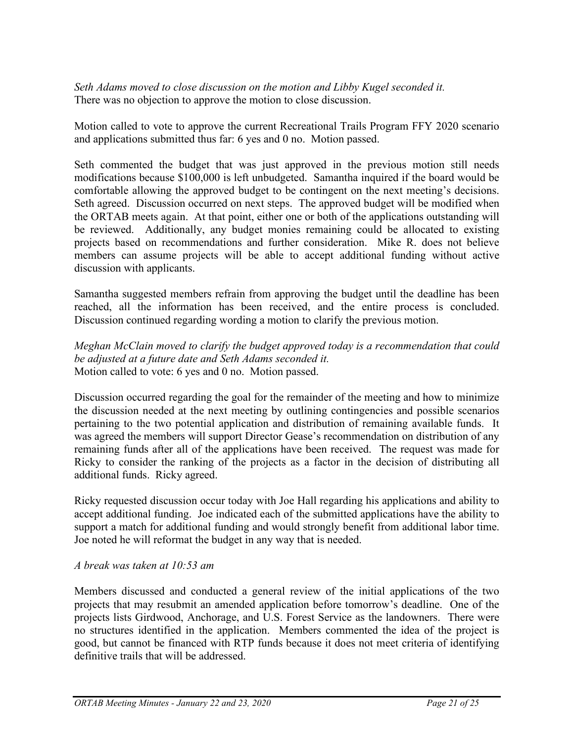*Seth Adams moved to close discussion on the motion and Libby Kugel seconded it.*
There was no objection to approve the motion to close discussion.

Motion called to vote to approve the current Recreational Trails Program FFY 2020 scenario and applications submitted thus far: 6 yes and 0 no. Motion passed.

Seth commented the budget that was just approved in the previous motion still needs modifications because $100,000 is left unbudgeted. Samantha inquired if the board would be comfortable allowing the approved budget to be contingent on the next meeting's decisions. Seth agreed. Discussion occurred on next steps. The approved budget will be modified when the ORTAB meets again. At that point, either one or both of the applications outstanding will be reviewed. Additionally, any budget monies remaining could be allocated to existing projects based on recommendations and further consideration. Mike R. does not believe members can assume projects will be able to accept additional funding without active discussion with applicants.

Samantha suggested members refrain from approving the budget until the deadline has been reached, all the information has been received, and the entire process is concluded. Discussion continued regarding wording a motion to clarify the previous motion.

*Meghan McClain moved to clarify the budget approved today is a recommendation that could be adjusted at a future date and Seth Adams seconded it.*
Motion called to vote: 6 yes and 0 no. Motion passed.

Discussion occurred regarding the goal for the remainder of the meeting and how to minimize the discussion needed at the next meeting by outlining contingencies and possible scenarios pertaining to the two potential application and distribution of remaining available funds. It was agreed the members will support Director Gease's recommendation on distribution of any remaining funds after all of the applications have been received. The request was made for Ricky to consider the ranking of the projects as a factor in the decision of distributing all additional funds. Ricky agreed.

Ricky requested discussion occur today with Joe Hall regarding his applications and ability to accept additional funding. Joe indicated each of the submitted applications have the ability to support a match for additional funding and would strongly benefit from additional labor time. Joe noted he will reformat the budget in any way that is needed.

*A break was taken at 10:53 am*

Members discussed and conducted a general review of the initial applications of the two projects that may resubmit an amended application before tomorrow's deadline. One of the projects lists Girdwood, Anchorage, and U.S. Forest Service as the landowners. There were no structures identified in the application. Members commented the idea of the project is good, but cannot be financed with RTP funds because it does not meet criteria of identifying definitive trails that will be addressed.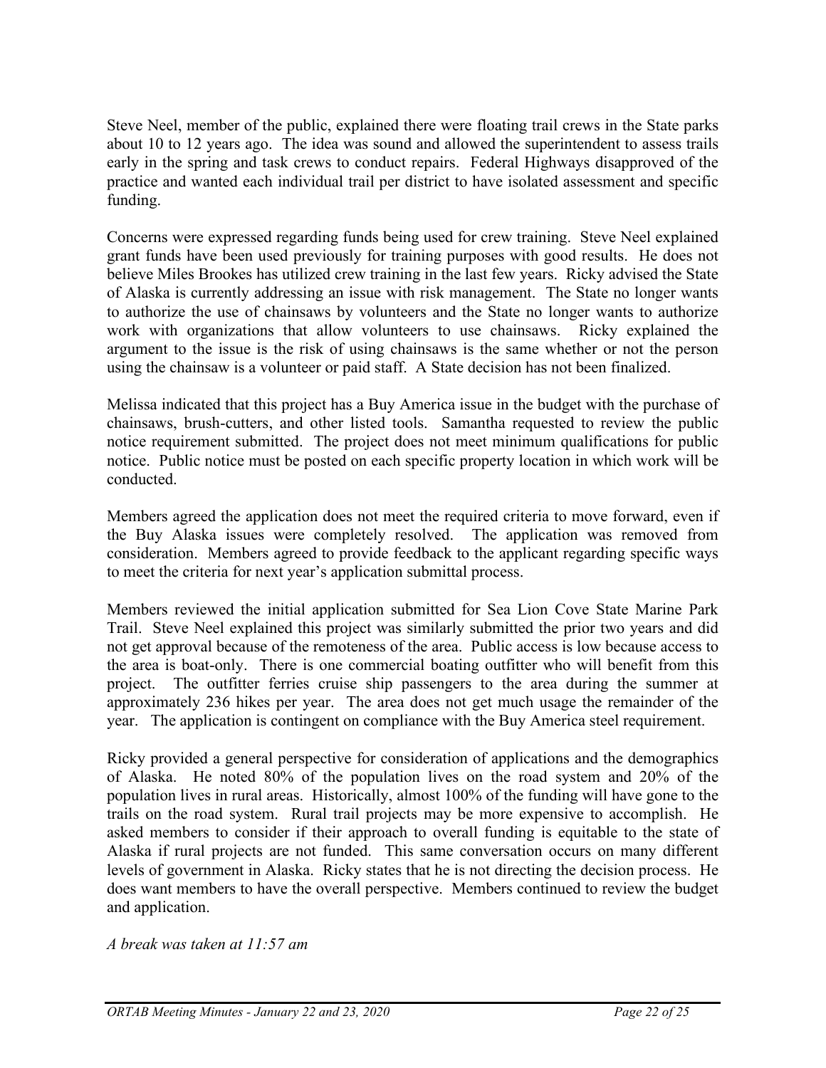Steve Neel, member of the public, explained there were floating trail crews in the State parks about 10 to 12 years ago. The idea was sound and allowed the superintendent to assess trails early in the spring and task crews to conduct repairs. Federal Highways disapproved of the practice and wanted each individual trail per district to have isolated assessment and specific funding.

Concerns were expressed regarding funds being used for crew training. Steve Neel explained grant funds have been used previously for training purposes with good results. He does not believe Miles Brookes has utilized crew training in the last few years. Ricky advised the State of Alaska is currently addressing an issue with risk management. The State no longer wants to authorize the use of chainsaws by volunteers and the State no longer wants to authorize work with organizations that allow volunteers to use chainsaws. Ricky explained the argument to the issue is the risk of using chainsaws is the same whether or not the person using the chainsaw is a volunteer or paid staff. A State decision has not been finalized.

Melissa indicated that this project has a Buy America issue in the budget with the purchase of chainsaws, brush-cutters, and other listed tools. Samantha requested to review the public notice requirement submitted. The project does not meet minimum qualifications for public notice. Public notice must be posted on each specific property location in which work will be conducted.

Members agreed the application does not meet the required criteria to move forward, even if the Buy Alaska issues were completely resolved. The application was removed from consideration. Members agreed to provide feedback to the applicant regarding specific ways to meet the criteria for next year's application submittal process.

Members reviewed the initial application submitted for Sea Lion Cove State Marine Park Trail. Steve Neel explained this project was similarly submitted the prior two years and did not get approval because of the remoteness of the area. Public access is low because access to the area is boat-only. There is one commercial boating outfitter who will benefit from this project. The outfitter ferries cruise ship passengers to the area during the summer at approximately 236 hikes per year. The area does not get much usage the remainder of the year. The application is contingent on compliance with the Buy America steel requirement.

Ricky provided a general perspective for consideration of applications and the demographics of Alaska. He noted 80% of the population lives on the road system and 20% of the population lives in rural areas. Historically, almost 100% of the funding will have gone to the trails on the road system. Rural trail projects may be more expensive to accomplish. He asked members to consider if their approach to overall funding is equitable to the state of Alaska if rural projects are not funded. This same conversation occurs on many different levels of government in Alaska. Ricky states that he is not directing the decision process. He does want members to have the overall perspective. Members continued to review the budget and application.

*A break was taken at 11:57 am*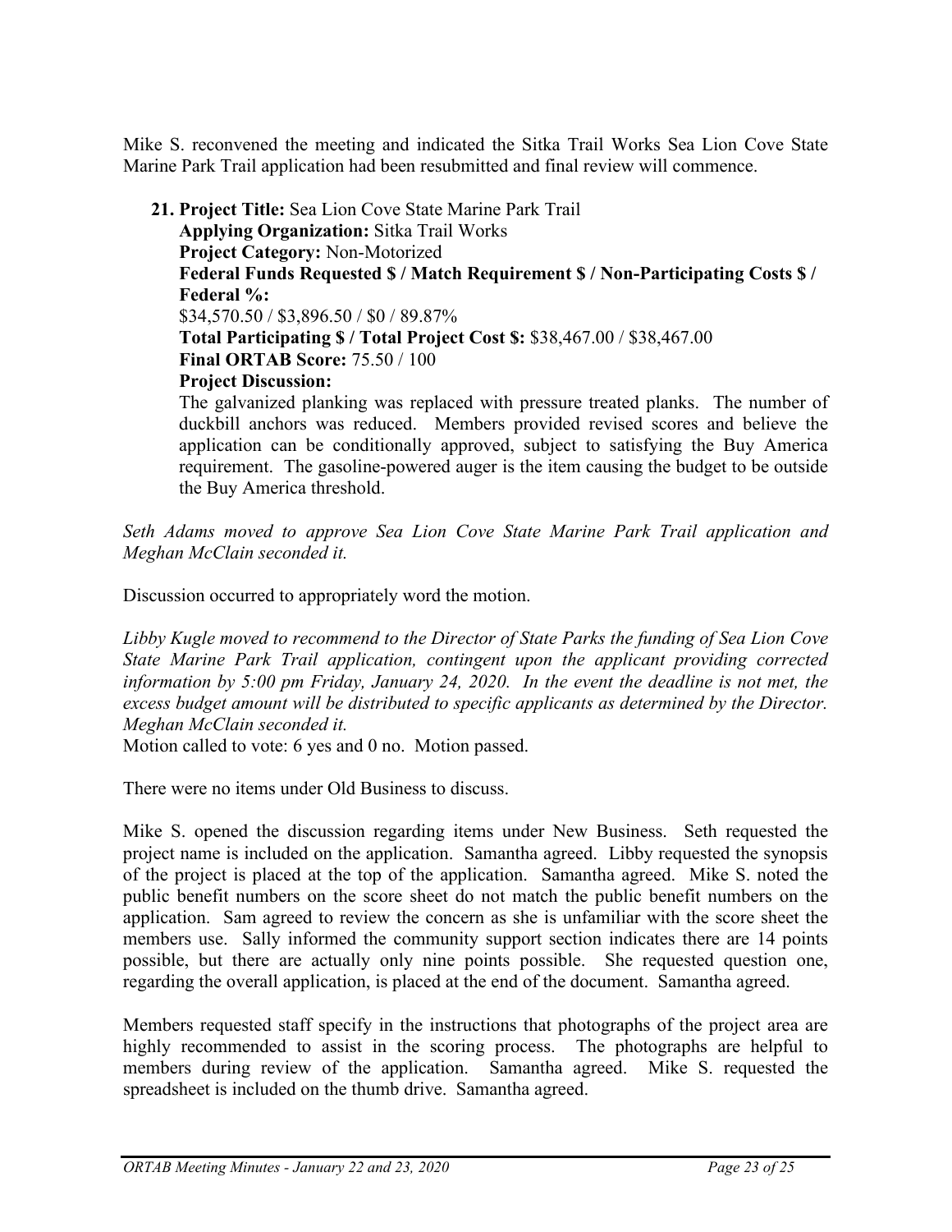Mike S. reconvened the meeting and indicated the Sitka Trail Works Sea Lion Cove State Marine Park Trail application had been resubmitted and final review will commence.

21. **Project Title:** Sea Lion Cove State Marine Park Trail
    **Applying Organization:** Sitka Trail Works
    **Project Category:** Non-Motorized
    **Federal Funds Requested $ / Match Requirement $ / Non-Participating Costs $ / Federal %:**
    $34,570.50 / $3,896.50 / $0 / 89.87%
    **Total Participating $ / Total Project Cost $:** $38,467.00 / $38,467.00
    **Final ORTAB Score:** 75.50 / 100
    **Project Discussion:**
    The galvanized planking was replaced with pressure treated planks. The number of duckbill anchors was reduced. Members provided revised scores and believe the application can be conditionally approved, subject to satisfying the Buy America requirement. The gasoline-powered auger is the item causing the budget to be outside the Buy America threshold.

*Seth Adams moved to approve Sea Lion Cove State Marine Park Trail application and Meghan McClain seconded it.*

Discussion occurred to appropriately word the motion.

*Libby Kugle moved to recommend to the Director of State Parks the funding of Sea Lion Cove State Marine Park Trail application, contingent upon the applicant providing corrected information by 5:00 pm Friday, January 24, 2020. In the event the deadline is not met, the excess budget amount will be distributed to specific applicants as determined by the Director. Meghan McClain seconded it.*

Motion called to vote: 6 yes and 0 no. Motion passed.

There were no items under Old Business to discuss.

Mike S. opened the discussion regarding items under New Business. Seth requested the project name is included on the application. Samantha agreed. Libby requested the synopsis of the project is placed at the top of the application. Samantha agreed. Mike S. noted the public benefit numbers on the score sheet do not match the public benefit numbers on the application. Sam agreed to review the concern as she is unfamiliar with the score sheet the members use. Sally informed the community support section indicates there are 14 points possible, but there are actually only nine points possible. She requested question one, regarding the overall application, is placed at the end of the document. Samantha agreed.

Members requested staff specify in the instructions that photographs of the project area are highly recommended to assist in the scoring process. The photographs are helpful to members during review of the application. Samantha agreed. Mike S. requested the spreadsheet is included on the thumb drive. Samantha agreed.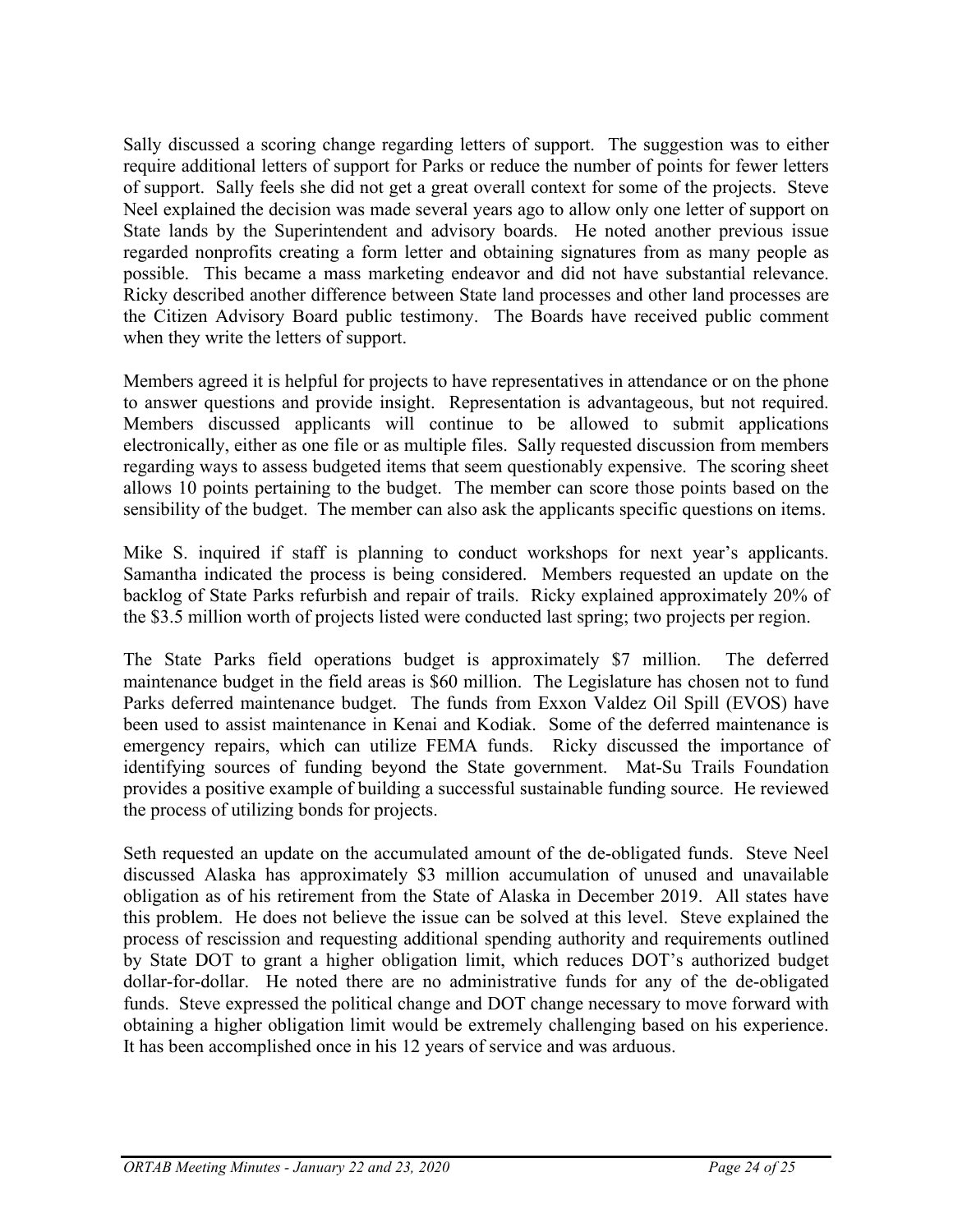Sally discussed a scoring change regarding letters of support. The suggestion was to either require additional letters of support for Parks or reduce the number of points for fewer letters of support. Sally feels she did not get a great overall context for some of the projects. Steve Neel explained the decision was made several years ago to allow only one letter of support on State lands by the Superintendent and advisory boards. He noted another previous issue regarded nonprofits creating a form letter and obtaining signatures from as many people as possible. This became a mass marketing endeavor and did not have substantial relevance. Ricky described another difference between State land processes and other land processes are the Citizen Advisory Board public testimony. The Boards have received public comment when they write the letters of support.

Members agreed it is helpful for projects to have representatives in attendance or on the phone to answer questions and provide insight. Representation is advantageous, but not required. Members discussed applicants will continue to be allowed to submit applications electronically, either as one file or as multiple files. Sally requested discussion from members regarding ways to assess budgeted items that seem questionably expensive. The scoring sheet allows 10 points pertaining to the budget. The member can score those points based on the sensibility of the budget. The member can also ask the applicants specific questions on items.

Mike S. inquired if staff is planning to conduct workshops for next year's applicants. Samantha indicated the process is being considered. Members requested an update on the backlog of State Parks refurbish and repair of trails. Ricky explained approximately 20% of the $3.5 million worth of projects listed were conducted last spring; two projects per region.

The State Parks field operations budget is approximately $7 million. The deferred maintenance budget in the field areas is $60 million. The Legislature has chosen not to fund Parks deferred maintenance budget. The funds from Exxon Valdez Oil Spill (EVOS) have been used to assist maintenance in Kenai and Kodiak. Some of the deferred maintenance is emergency repairs, which can utilize FEMA funds. Ricky discussed the importance of identifying sources of funding beyond the State government. Mat-Su Trails Foundation provides a positive example of building a successful sustainable funding source. He reviewed the process of utilizing bonds for projects.

Seth requested an update on the accumulated amount of the de-obligated funds. Steve Neel discussed Alaska has approximately $3 million accumulation of unused and unavailable obligation as of his retirement from the State of Alaska in December 2019. All states have this problem. He does not believe the issue can be solved at this level. Steve explained the process of rescission and requesting additional spending authority and requirements outlined by State DOT to grant a higher obligation limit, which reduces DOT's authorized budget dollar-for-dollar. He noted there are no administrative funds for any of the de-obligated funds. Steve expressed the political change and DOT change necessary to move forward with obtaining a higher obligation limit would be extremely challenging based on his experience. It has been accomplished once in his 12 years of service and was arduous.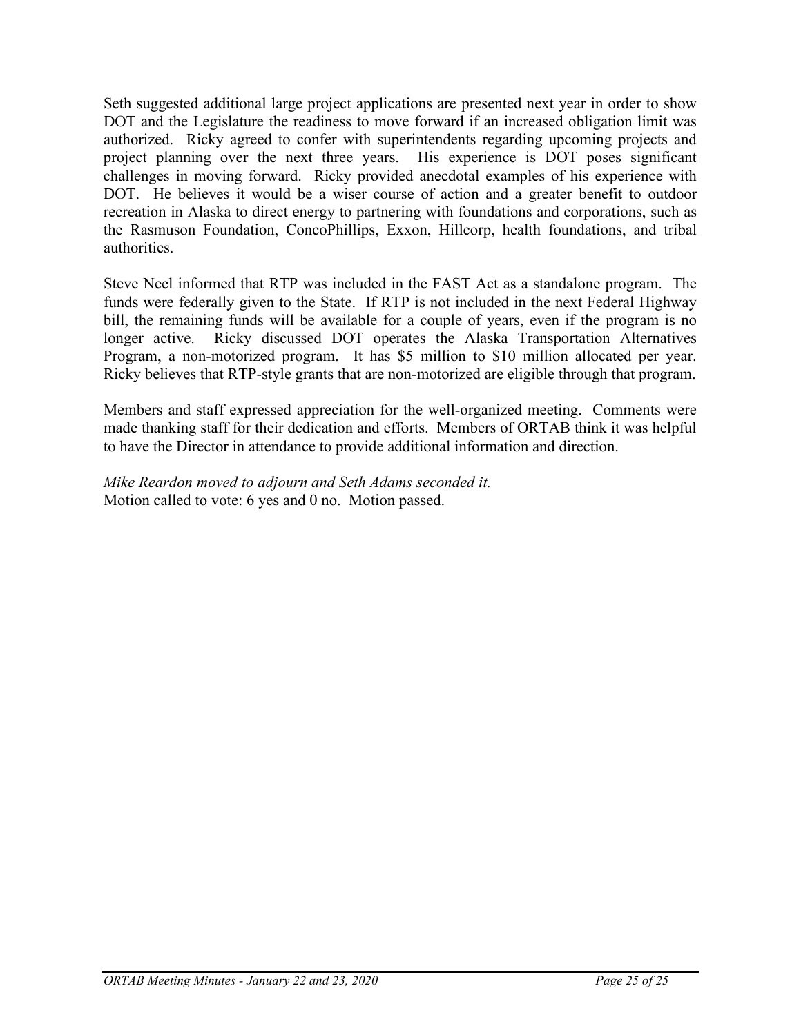Seth suggested additional large project applications are presented next year in order to show DOT and the Legislature the readiness to move forward if an increased obligation limit was authorized. Ricky agreed to confer with superintendents regarding upcoming projects and project planning over the next three years. His experience is DOT poses significant challenges in moving forward. Ricky provided anecdotal examples of his experience with DOT. He believes it would be a wiser course of action and a greater benefit to outdoor recreation in Alaska to direct energy to partnering with foundations and corporations, such as the Rasmuson Foundation, ConcoPhillips, Exxon, Hillcorp, health foundations, and tribal authorities.

Steve Neel informed that RTP was included in the FAST Act as a standalone program. The funds were federally given to the State. If RTP is not included in the next Federal Highway bill, the remaining funds will be available for a couple of years, even if the program is no longer active. Ricky discussed DOT operates the Alaska Transportation Alternatives Program, a non-motorized program. It has $5 million to $10 million allocated per year. Ricky believes that RTP-style grants that are non-motorized are eligible through that program.

Members and staff expressed appreciation for the well-organized meeting. Comments were made thanking staff for their dedication and efforts. Members of ORTAB think it was helpful to have the Director in attendance to provide additional information and direction.

*Mike Reardon moved to adjourn and Seth Adams seconded it.*
Motion called to vote: 6 yes and 0 no. Motion passed.